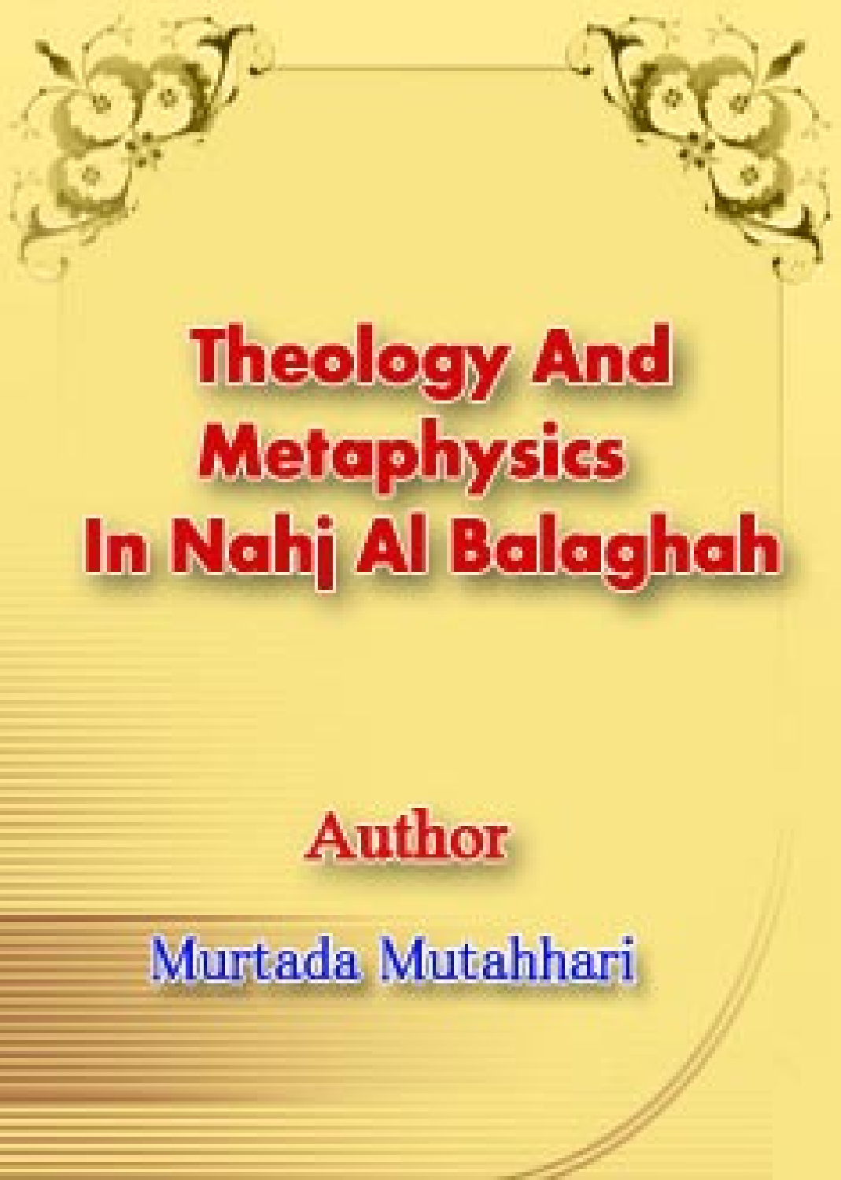# Theology And Metaphysics In Nahj Al Balaghah

Author

Murtada Mutahhari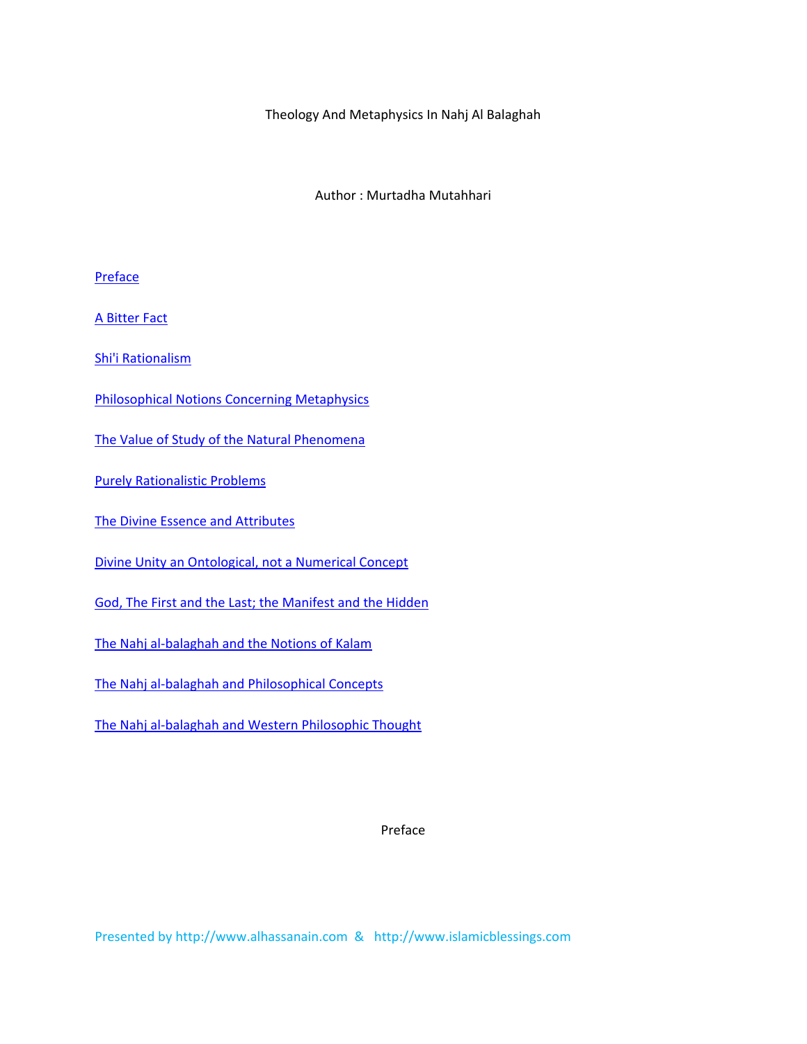Theology And Metaphysics In Nahj Al Balaghah

Author : Murtadha Mutahhari

[Preface](#)

[A Bitter Fact](#)

[Shi'i Rationalism](#)

[Philosophical Notions Concerning Metaphysics](#)

[The Value of Study of the Natural Phenomena](#)

[Purely Rationalistic Problems](#)

[The Divine Essence and Attributes](#)

[Divine Unity an Ontological, not a Numerical Concept](#)

[God, The First and the Last; the Manifest and the Hidden](#)

[The Nahj al-balaghah and the Notions of Kalam](#)

[The Nahj al-balaghah and Philosophical Concepts](#)

[The Nahj al-balaghah and Western Philosophic Thought](#)

## Preface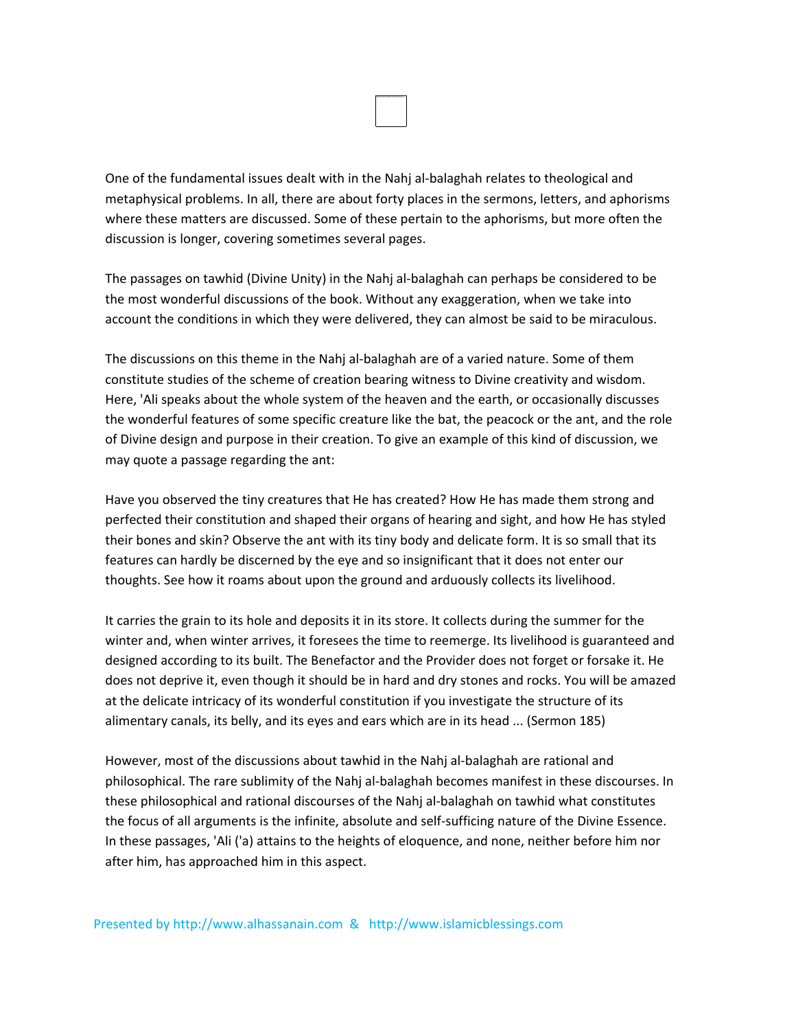One of the fundamental issues dealt with in the Nahj al-balaghah relates to theological and metaphysical problems. In all, there are about forty places in the sermons, letters, and aphorisms where these matters are discussed. Some of these pertain to the aphorisms, but more often the discussion is longer, covering sometimes several pages.

The passages on tawhid (Divine Unity) in the Nahj al-balaghah can perhaps be considered to be the most wonderful discussions of the book. Without any exaggeration, when we take into account the conditions in which they were delivered, they can almost be said to be miraculous.

The discussions on this theme in the Nahj al-balaghah are of a varied nature. Some of them constitute studies of the scheme of creation bearing witness to Divine creativity and wisdom. Here, 'Ali speaks about the whole system of the heaven and the earth, or occasionally discusses the wonderful features of some specific creature like the bat, the peacock or the ant, and the role of Divine design and purpose in their creation. To give an example of this kind of discussion, we may quote a passage regarding the ant:

Have you observed the tiny creatures that He has created? How He has made them strong and perfected their constitution and shaped their organs of hearing and sight, and how He has styled their bones and skin? Observe the ant with its tiny body and delicate form. It is so small that its features can hardly be discerned by the eye and so insignificant that it does not enter our thoughts. See how it roams about upon the ground and arduously collects its livelihood.

It carries the grain to its hole and deposits it in its store. It collects during the summer for the winter and, when winter arrives, it foresees the time to reemerge. Its livelihood is guaranteed and designed according to its built. The Benefactor and the Provider does not forget or forsake it. He does not deprive it, even though it should be in hard and dry stones and rocks. You will be amazed at the delicate intricacy of its wonderful constitution if you investigate the structure of its alimentary canals, its belly, and its eyes and ears which are in its head ... (Sermon 185)

However, most of the discussions about tawhid in the Nahj al-balaghah are rational and philosophical. The rare sublimity of the Nahj al-balaghah becomes manifest in these discourses. In these philosophical and rational discourses of the Nahj al-balaghah on tawhid what constitutes the focus of all arguments is the infinite, absolute and self-sufficing nature of the Divine Essence. In these passages, 'Ali ('a) attains to the heights of eloquence, and none, neither before him nor after him, has approached him in this aspect.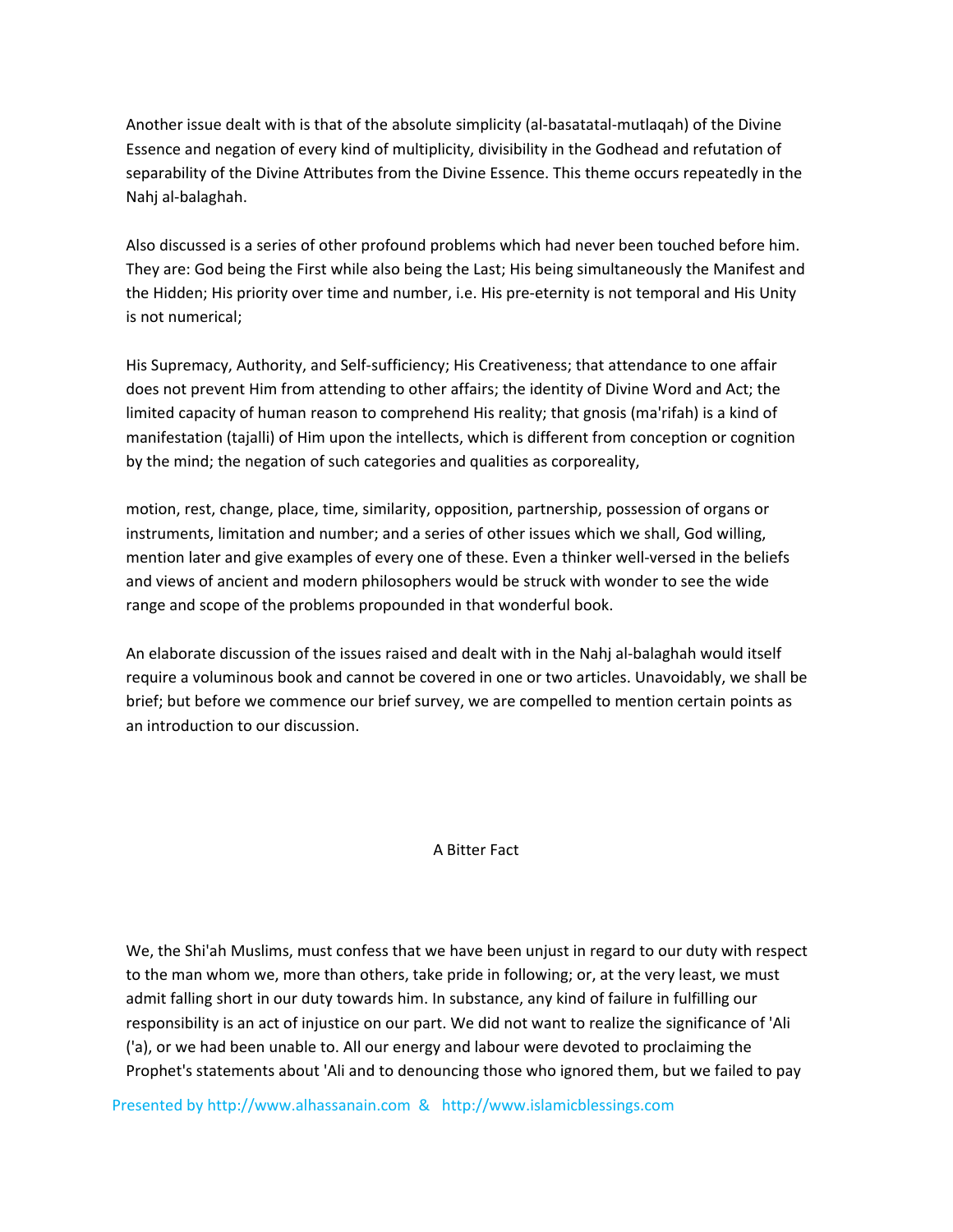Another issue dealt with is that of the absolute simplicity (al-basatatal-mutlaqah) of the Divine Essence and negation of every kind of multiplicity, divisibility in the Godhead and refutation of separability of the Divine Attributes from the Divine Essence. This theme occurs repeatedly in the Nahj al-balaghah.

Also discussed is a series of other profound problems which had never been touched before him. They are: God being the First while also being the Last; His being simultaneously the Manifest and the Hidden; His priority over time and number, i.e. His pre-eternity is not temporal and His Unity is not numerical;

His Supremacy, Authority, and Self-sufficiency; His Creativeness; that attendance to one affair does not prevent Him from attending to other affairs; the identity of Divine Word and Act; the limited capacity of human reason to comprehend His reality; that gnosis (ma'rifah) is a kind of manifestation (tajalli) of Him upon the intellects, which is different from conception or cognition by the mind; the negation of such categories and qualities as corporeality,

motion, rest, change, place, time, similarity, opposition, partnership, possession of organs or instruments, limitation and number; and a series of other issues which we shall, God willing, mention later and give examples of every one of these. Even a thinker well-versed in the beliefs and views of ancient and modern philosophers would be struck with wonder to see the wide range and scope of the problems propounded in that wonderful book.

An elaborate discussion of the issues raised and dealt with in the Nahj al-balaghah would itself require a voluminous book and cannot be covered in one or two articles. Unavoidably, we shall be brief; but before we commence our brief survey, we are compelled to mention certain points as an introduction to our discussion.

## A Bitter Fact

We, the Shi'ah Muslims, must confess that we have been unjust in regard to our duty with respect to the man whom we, more than others, take pride in following; or, at the very least, we must admit falling short in our duty towards him. In substance, any kind of failure in fulfilling our responsibility is an act of injustice on our part. We did not want to realize the significance of 'Ali ('a), or we had been unable to. All our energy and labour were devoted to proclaiming the Prophet's statements about 'Ali and to denouncing those who ignored them, but we failed to pay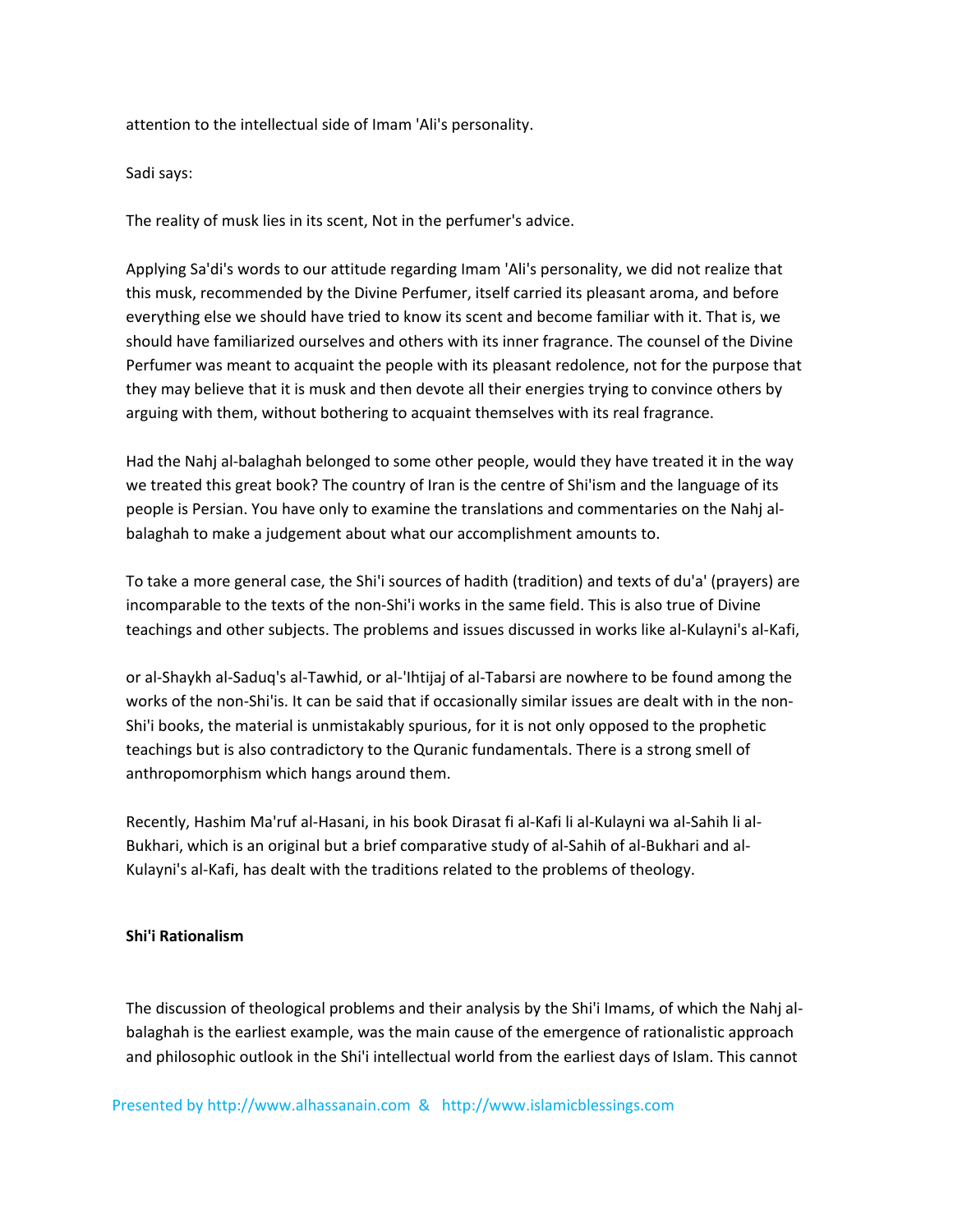attention to the intellectual side of Imam 'Ali's personality.

Sadi says:

The reality of musk lies in its scent, Not in the perfumer's advice.

Applying Sa'di's words to our attitude regarding Imam 'Ali's personality, we did not realize that this musk, recommended by the Divine Perfumer, itself carried its pleasant aroma, and before everything else we should have tried to know its scent and become familiar with it. That is, we should have familiarized ourselves and others with its inner fragrance. The counsel of the Divine Perfumer was meant to acquaint the people with its pleasant redolence, not for the purpose that they may believe that it is musk and then devote all their energies trying to convince others by arguing with them, without bothering to acquaint themselves with its real fragrance.

Had the Nahj al-balaghah belonged to some other people, would they have treated it in the way we treated this great book? The country of Iran is the centre of Shi'ism and the language of its people is Persian. You have only to examine the translations and commentaries on the Nahj al-balaghah to make a judgement about what our accomplishment amounts to.

To take a more general case, the Shi'i sources of hadith (tradition) and texts of du'a' (prayers) are incomparable to the texts of the non-Shi'i works in the same field. This is also true of Divine teachings and other subjects. The problems and issues discussed in works like al-Kulayni's al-Kafi, or al-Shaykh al-Saduq's al-Tawhid, or al-'Ihtijaj of al-Tabarsi are nowhere to be found among the works of the non-Shi'is. It can be said that if occasionally similar issues are dealt with in the non-Shi'i books, the material is unmistakably spurious, for it is not only opposed to the prophetic teachings but is also contradictory to the Quranic fundamentals. There is a strong smell of anthropomorphism which hangs around them.

Recently, Hashim Ma'ruf al-Hasani, in his book Dirasat fi al-Kafi li al-Kulayni wa al-Sahih li al-Bukhari, which is an original but a brief comparative study of al-Sahih of al-Bukhari and al-Kulayni's al-Kafi, has dealt with the traditions related to the problems of theology.

## Shi'i Rationalism

The discussion of theological problems and their analysis by the Shi'i Imams, of which the Nahj al-balaghah is the earliest example, was the main cause of the emergence of rationalistic approach and philosophic outlook in the Shi'i intellectual world from the earliest days of Islam. This cannot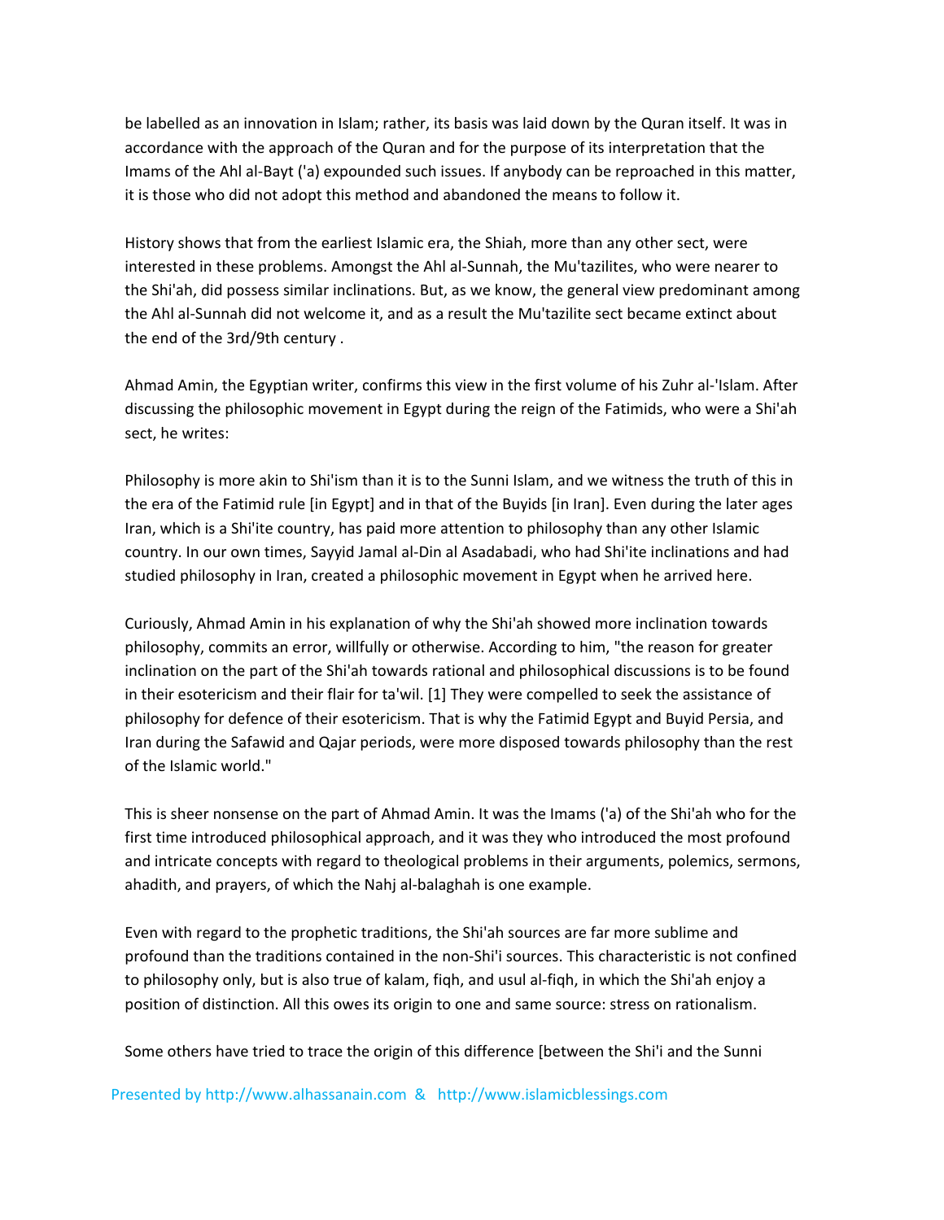be labelled as an innovation in Islam; rather, its basis was laid down by the Quran itself. It was in accordance with the approach of the Quran and for the purpose of its interpretation that the Imams of the Ahl al-Bayt ('a) expounded such issues. If anybody can be reproached in this matter, it is those who did not adopt this method and abandoned the means to follow it.

History shows that from the earliest Islamic era, the Shiah, more than any other sect, were interested in these problems. Amongst the Ahl al-Sunnah, the Mu'tazilites, who were nearer to the Shi'ah, did possess similar inclinations. But, as we know, the general view predominant among the Ahl al-Sunnah did not welcome it, and as a result the Mu'tazilite sect became extinct about the end of the 3rd/9th century .

Ahmad Amin, the Egyptian writer, confirms this view in the first volume of his Zuhr al-'Islam. After discussing the philosophic movement in Egypt during the reign of the Fatimids, who were a Shi'ah sect, he writes:

Philosophy is more akin to Shi'ism than it is to the Sunni Islam, and we witness the truth of this in the era of the Fatimid rule [in Egypt] and in that of the Buyids [in Iran]. Even during the later ages Iran, which is a Shi'ite country, has paid more attention to philosophy than any other Islamic country. In our own times, Sayyid Jamal al-Din al Asadabadi, who had Shi'ite inclinations and had studied philosophy in Iran, created a philosophic movement in Egypt when he arrived here.

Curiously, Ahmad Amin in his explanation of why the Shi'ah showed more inclination towards philosophy, commits an error, willfully or otherwise. According to him, "the reason for greater inclination on the part of the Shi'ah towards rational and philosophical discussions is to be found in their esotericism and their flair for ta'wil. [1] They were compelled to seek the assistance of philosophy for defence of their esotericism. That is why the Fatimid Egypt and Buyid Persia, and Iran during the Safawid and Qajar periods, were more disposed towards philosophy than the rest of the Islamic world."

This is sheer nonsense on the part of Ahmad Amin. It was the Imams ('a) of the Shi'ah who for the first time introduced philosophical approach, and it was they who introduced the most profound and intricate concepts with regard to theological problems in their arguments, polemics, sermons, ahadith, and prayers, of which the Nahj al-balaghah is one example.

Even with regard to the prophetic traditions, the Shi'ah sources are far more sublime and profound than the traditions contained in the non-Shi'i sources. This characteristic is not confined to philosophy only, but is also true of kalam, fiqh, and usul al-fiqh, in which the Shi'ah enjoy a position of distinction. All this owes its origin to one and same source: stress on rationalism.

Some others have tried to trace the origin of this difference [between the Shi'i and the Sunni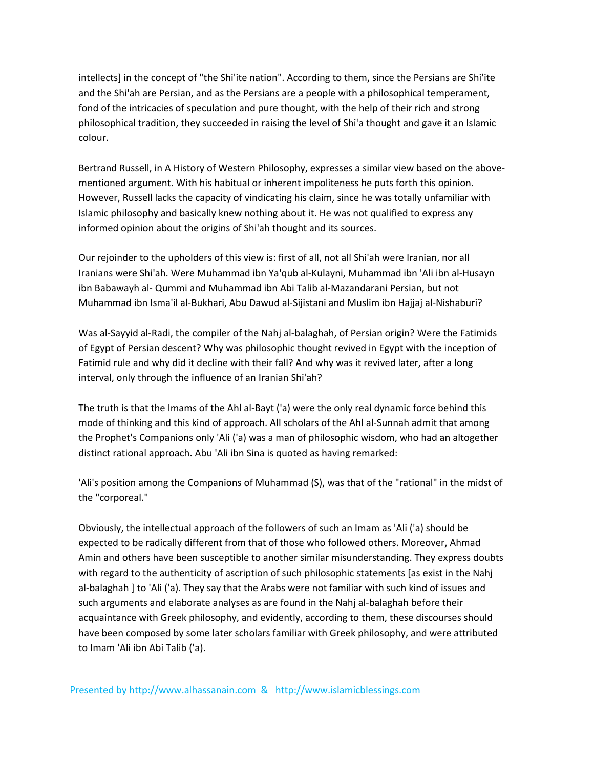intellects] in the concept of "the Shi'ite nation". According to them, since the Persians are Shi'ite and the Shi'ah are Persian, and as the Persians are a people with a philosophical temperament, fond of the intricacies of speculation and pure thought, with the help of their rich and strong philosophical tradition, they succeeded in raising the level of Shi'a thought and gave it an Islamic colour.

Bertrand Russell, in A History of Western Philosophy, expresses a similar view based on the above-mentioned argument. With his habitual or inherent impoliteness he puts forth this opinion. However, Russell lacks the capacity of vindicating his claim, since he was totally unfamiliar with Islamic philosophy and basically knew nothing about it. He was not qualified to express any informed opinion about the origins of Shi'ah thought and its sources.

Our rejoinder to the upholders of this view is: first of all, not all Shi'ah were Iranian, nor all Iranians were Shi'ah. Were Muhammad ibn Ya'qub al-Kulayni, Muhammad ibn 'Ali ibn al-Husayn ibn Babawayh al- Qummi and Muhammad ibn Abi Talib al-Mazandarani Persian, but not Muhammad ibn Isma'il al-Bukhari, Abu Dawud al-Sijistani and Muslim ibn Hajjaj al-Nishaburi?

Was al-Sayyid al-Radi, the compiler of the Nahj al-balaghah, of Persian origin? Were the Fatimids of Egypt of Persian descent? Why was philosophic thought revived in Egypt with the inception of Fatimid rule and why did it decline with their fall? And why was it revived later, after a long interval, only through the influence of an Iranian Shi'ah?

The truth is that the Imams of the Ahl al-Bayt ('a) were the only real dynamic force behind this mode of thinking and this kind of approach. All scholars of the Ahl al-Sunnah admit that among the Prophet's Companions only 'Ali ('a) was a man of philosophic wisdom, who had an altogether distinct rational approach. Abu 'Ali ibn Sina is quoted as having remarked:

'Ali's position among the Companions of Muhammad (S), was that of the "rational" in the midst of the "corporeal."

Obviously, the intellectual approach of the followers of such an Imam as 'Ali ('a) should be expected to be radically different from that of those who followed others. Moreover, Ahmad Amin and others have been susceptible to another similar misunderstanding. They express doubts with regard to the authenticity of ascription of such philosophic statements [as exist in the Nahj al-balaghah ] to 'Ali ('a). They say that the Arabs were not familiar with such kind of issues and such arguments and elaborate analyses as are found in the Nahj al-balaghah before their acquaintance with Greek philosophy, and evidently, according to them, these discourses should have been composed by some later scholars familiar with Greek philosophy, and were attributed to Imam 'Ali ibn Abi Talib ('a).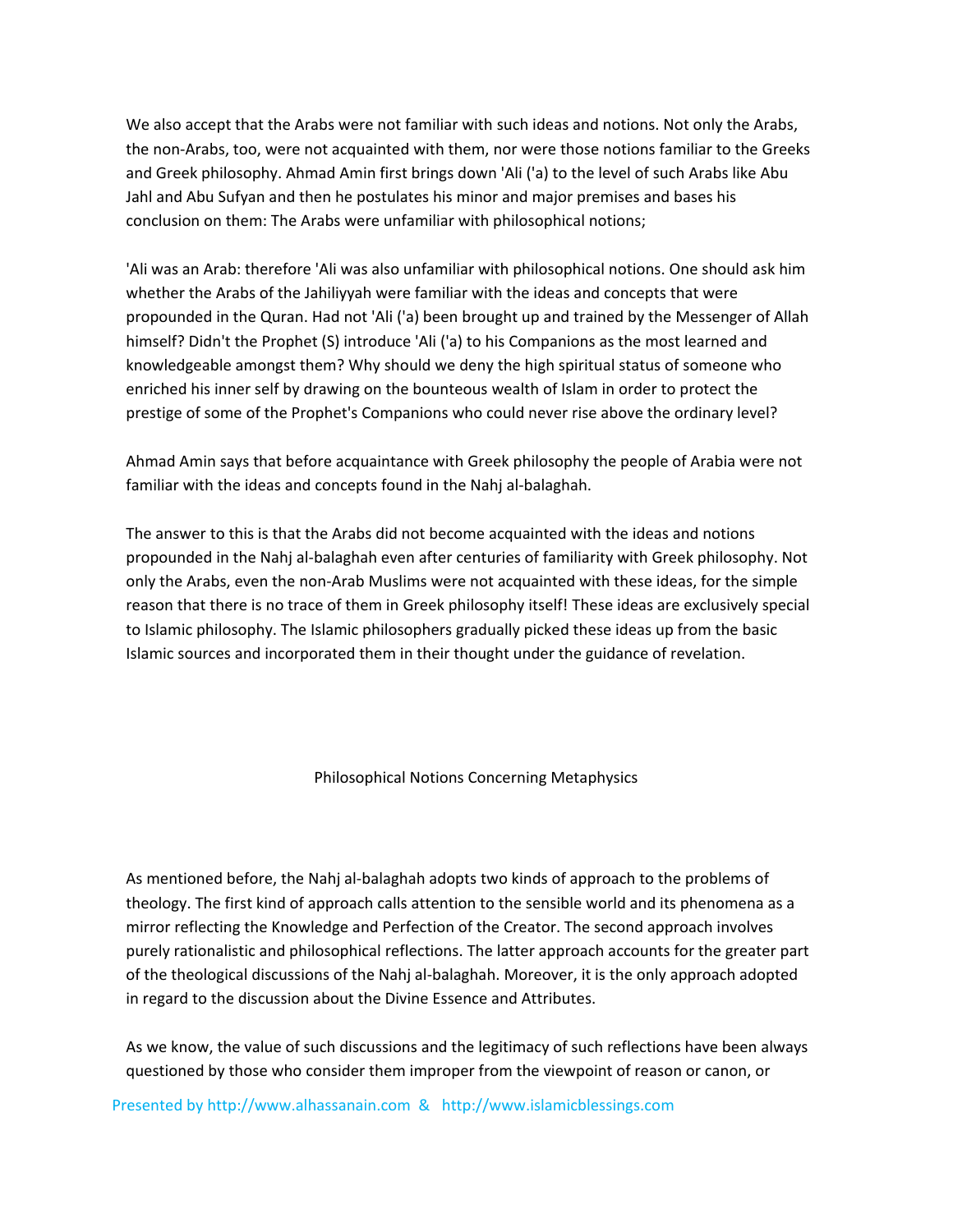We also accept that the Arabs were not familiar with such ideas and notions. Not only the Arabs, the non-Arabs, too, were not acquainted with them, nor were those notions familiar to the Greeks and Greek philosophy. Ahmad Amin first brings down 'Ali ('a) to the level of such Arabs like Abu Jahl and Abu Sufyan and then he postulates his minor and major premises and bases his conclusion on them: The Arabs were unfamiliar with philosophical notions;

'Ali was an Arab: therefore 'Ali was also unfamiliar with philosophical notions. One should ask him whether the Arabs of the Jahiliyyah were familiar with the ideas and concepts that were propounded in the Quran. Had not 'Ali ('a) been brought up and trained by the Messenger of Allah himself? Didn't the Prophet (S) introduce 'Ali ('a) to his Companions as the most learned and knowledgeable amongst them? Why should we deny the high spiritual status of someone who enriched his inner self by drawing on the bounteous wealth of Islam in order to protect the prestige of some of the Prophet's Companions who could never rise above the ordinary level?

Ahmad Amin says that before acquaintance with Greek philosophy the people of Arabia were not familiar with the ideas and concepts found in the Nahj al-balaghah.

The answer to this is that the Arabs did not become acquainted with the ideas and notions propounded in the Nahj al-balaghah even after centuries of familiarity with Greek philosophy. Not only the Arabs, even the non-Arab Muslims were not acquainted with these ideas, for the simple reason that there is no trace of them in Greek philosophy itself! These ideas are exclusively special to Islamic philosophy. The Islamic philosophers gradually picked these ideas up from the basic Islamic sources and incorporated them in their thought under the guidance of revelation.

## Philosophical Notions Concerning Metaphysics

As mentioned before, the Nahj al-balaghah adopts two kinds of approach to the problems of theology. The first kind of approach calls attention to the sensible world and its phenomena as a mirror reflecting the Knowledge and Perfection of the Creator. The second approach involves purely rationalistic and philosophical reflections. The latter approach accounts for the greater part of the theological discussions of the Nahj al-balaghah. Moreover, it is the only approach adopted in regard to the discussion about the Divine Essence and Attributes.

As we know, the value of such discussions and the legitimacy of such reflections have been always questioned by those who consider them improper from the viewpoint of reason or canon, or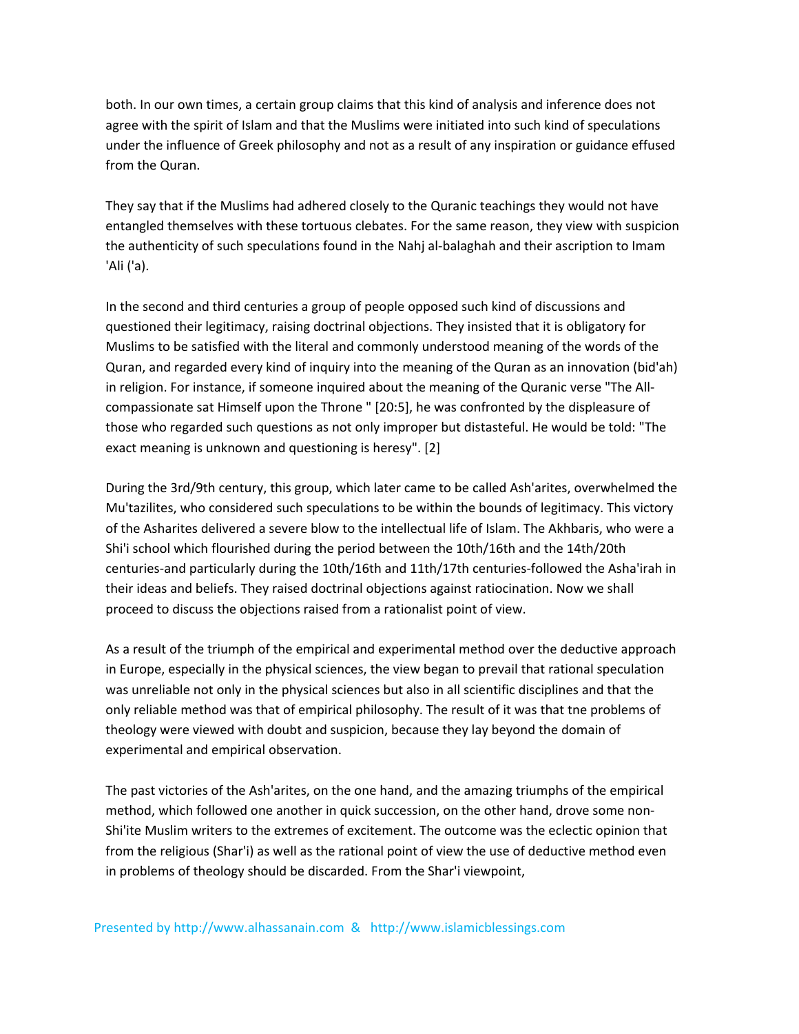both. In our own times, a certain group claims that this kind of analysis and inference does not agree with the spirit of Islam and that the Muslims were initiated into such kind of speculations under the influence of Greek philosophy and not as a result of any inspiration or guidance effused from the Quran.

They say that if the Muslims had adhered closely to the Quranic teachings they would not have entangled themselves with these tortuous clebates. For the same reason, they view with suspicion the authenticity of such speculations found in the Nahj al-balaghah and their ascription to Imam 'Ali ('a).

In the second and third centuries a group of people opposed such kind of discussions and questioned their legitimacy, raising doctrinal objections. They insisted that it is obligatory for Muslims to be satisfied with the literal and commonly understood meaning of the words of the Quran, and regarded every kind of inquiry into the meaning of the Quran as an innovation (bid'ah) in religion. For instance, if someone inquired about the meaning of the Quranic verse "The All-compassionate sat Himself upon the Throne " [20:5], he was confronted by the displeasure of those who regarded such questions as not only improper but distasteful. He would be told: "The exact meaning is unknown and questioning is heresy". [2]

During the 3rd/9th century, this group, which later came to be called Ash'arites, overwhelmed the Mu'tazilites, who considered such speculations to be within the bounds of legitimacy. This victory of the Asharites delivered a severe blow to the intellectual life of Islam. The Akhbaris, who were a Shi'i school which flourished during the period between the 10th/16th and the 14th/20th centuries-and particularly during the 10th/16th and 11th/17th centuries-followed the Asha'irah in their ideas and beliefs. They raised doctrinal objections against ratiocination. Now we shall proceed to discuss the objections raised from a rationalist point of view.

As a result of the triumph of the empirical and experimental method over the deductive approach in Europe, especially in the physical sciences, the view began to prevail that rational speculation was unreliable not only in the physical sciences but also in all scientific disciplines and that the only reliable method was that of empirical philosophy. The result of it was that tne problems of theology were viewed with doubt and suspicion, because they lay beyond the domain of experimental and empirical observation.

The past victories of the Ash'arites, on the one hand, and the amazing triumphs of the empirical method, which followed one another in quick succession, on the other hand, drove some non-Shi'ite Muslim writers to the extremes of excitement. The outcome was the eclectic opinion that from the religious (Shar'i) as well as the rational point of view the use of deductive method even in problems of theology should be discarded. From the Shar'i viewpoint,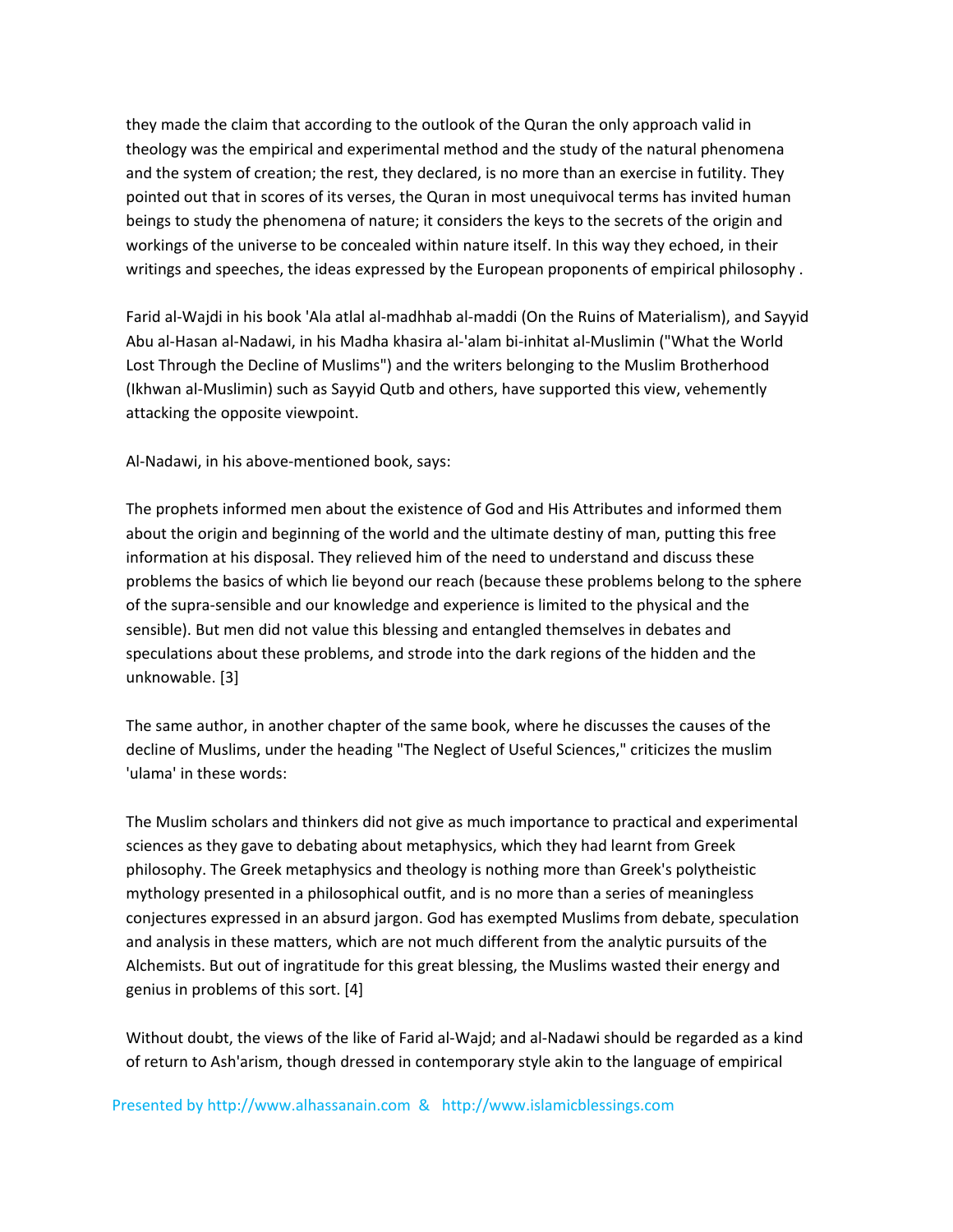they made the claim that according to the outlook of the Quran the only approach valid in theology was the empirical and experimental method and the study of the natural phenomena and the system of creation; the rest, they declared, is no more than an exercise in futility. They pointed out that in scores of its verses, the Quran in most unequivocal terms has invited human beings to study the phenomena of nature; it considers the keys to the secrets of the origin and workings of the universe to be concealed within nature itself. In this way they echoed, in their writings and speeches, the ideas expressed by the European proponents of empirical philosophy .

Farid al-Wajdi in his book 'Ala atlal al-madhhab al-maddi (On the Ruins of Materialism), and Sayyid Abu al-Hasan al-Nadawi, in his Madha khasira al-'alam bi-inhitat al-Muslimin ("What the World Lost Through the Decline of Muslims") and the writers belonging to the Muslim Brotherhood (Ikhwan al-Muslimin) such as Sayyid Qutb and others, have supported this view, vehemently attacking the opposite viewpoint.

Al-Nadawi, in his above-mentioned book, says:

The prophets informed men about the existence of God and His Attributes and informed them about the origin and beginning of the world and the ultimate destiny of man, putting this free information at his disposal. They relieved him of the need to understand and discuss these problems the basics of which lie beyond our reach (because these problems belong to the sphere of the supra-sensible and our knowledge and experience is limited to the physical and the sensible). But men did not value this blessing and entangled themselves in debates and speculations about these problems, and strode into the dark regions of the hidden and the unknowable. [3]

The same author, in another chapter of the same book, where he discusses the causes of the decline of Muslims, under the heading "The Neglect of Useful Sciences," criticizes the muslim 'ulama' in these words:

The Muslim scholars and thinkers did not give as much importance to practical and experimental sciences as they gave to debating about metaphysics, which they had learnt from Greek philosophy. The Greek metaphysics and theology is nothing more than Greek's polytheistic mythology presented in a philosophical outfit, and is no more than a series of meaningless conjectures expressed in an absurd jargon. God has exempted Muslims from debate, speculation and analysis in these matters, which are not much different from the analytic pursuits of the Alchemists. But out of ingratitude for this great blessing, the Muslims wasted their energy and genius in problems of this sort. [4]

Without doubt, the views of the like of Farid al-Wajd; and al-Nadawi should be regarded as a kind of return to Ash'arism, though dressed in contemporary style akin to the language of empirical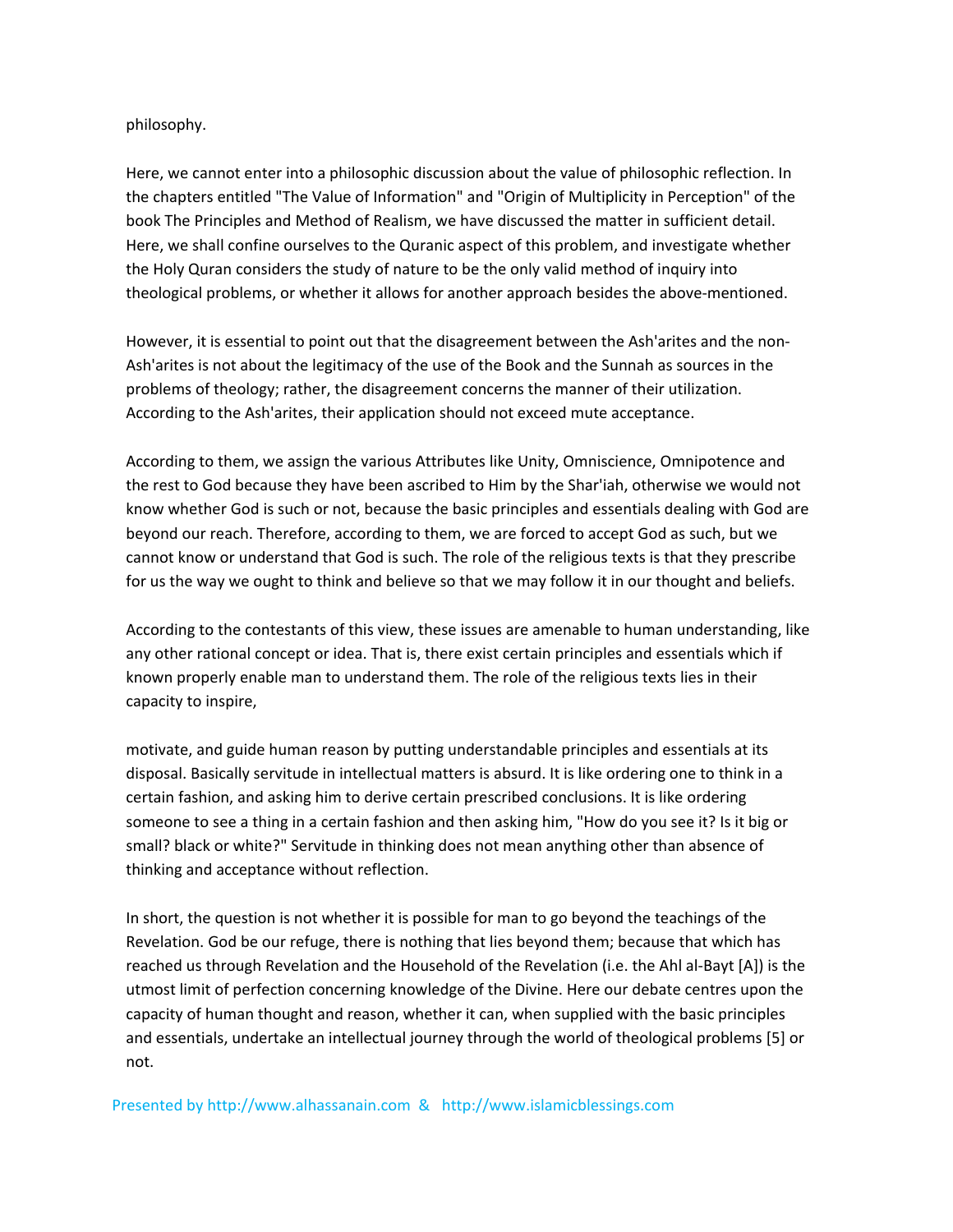philosophy.

Here, we cannot enter into a philosophic discussion about the value of philosophic reflection. In the chapters entitled "The Value of Information" and "Origin of Multiplicity in Perception" of the book The Principles and Method of Realism, we have discussed the matter in sufficient detail. Here, we shall confine ourselves to the Quranic aspect of this problem, and investigate whether the Holy Quran considers the study of nature to be the only valid method of inquiry into theological problems, or whether it allows for another approach besides the above-mentioned.

However, it is essential to point out that the disagreement between the Ash'arites and the non-Ash'arites is not about the legitimacy of the use of the Book and the Sunnah as sources in the problems of theology; rather, the disagreement concerns the manner of their utilization. According to the Ash'arites, their application should not exceed mute acceptance.

According to them, we assign the various Attributes like Unity, Omniscience, Omnipotence and the rest to God because they have been ascribed to Him by the Shar'iah, otherwise we would not know whether God is such or not, because the basic principles and essentials dealing with God are beyond our reach. Therefore, according to them, we are forced to accept God as such, but we cannot know or understand that God is such. The role of the religious texts is that they prescribe for us the way we ought to think and believe so that we may follow it in our thought and beliefs.

According to the contestants of this view, these issues are amenable to human understanding, like any other rational concept or idea. That is, there exist certain principles and essentials which if known properly enable man to understand them. The role of the religious texts lies in their capacity to inspire, motivate, and guide human reason by putting understandable principles and essentials at its disposal. Basically servitude in intellectual matters is absurd. It is like ordering one to think in a certain fashion, and asking him to derive certain prescribed conclusions. It is like ordering someone to see a thing in a certain fashion and then asking him, "How do you see it? Is it big or small? black or white?" Servitude in thinking does not mean anything other than absence of thinking and acceptance without reflection.

In short, the question is not whether it is possible for man to go beyond the teachings of the Revelation. God be our refuge, there is nothing that lies beyond them; because that which has reached us through Revelation and the Household of the Revelation (i.e. the Ahl al-Bayt [A]) is the utmost limit of perfection concerning knowledge of the Divine. Here our debate centres upon the capacity of human thought and reason, whether it can, when supplied with the basic principles and essentials, undertake an intellectual journey through the world of theological problems [5] or not.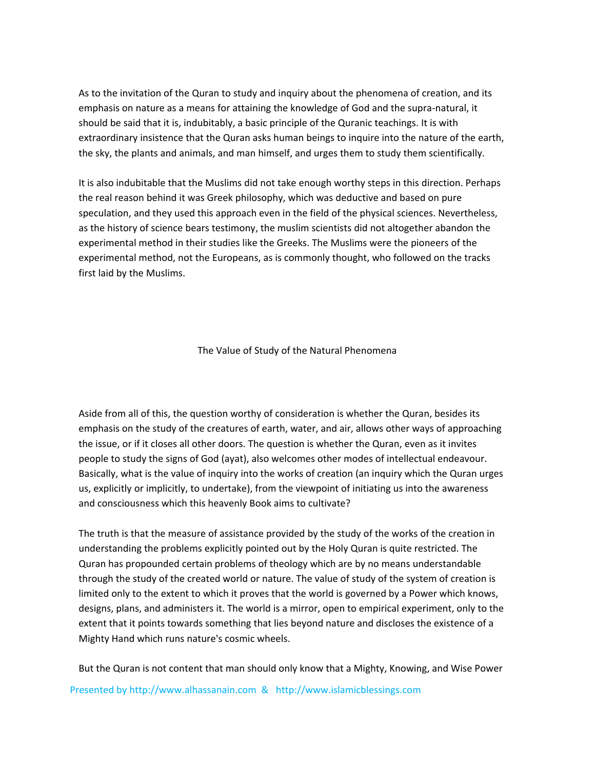As to the invitation of the Quran to study and inquiry about the phenomena of creation, and its emphasis on nature as a means for attaining the knowledge of God and the supra-natural, it should be said that it is, indubitably, a basic principle of the Quranic teachings. It is with extraordinary insistence that the Quran asks human beings to inquire into the nature of the earth, the sky, the plants and animals, and man himself, and urges them to study them scientifically.

It is also indubitable that the Muslims did not take enough worthy steps in this direction. Perhaps the real reason behind it was Greek philosophy, which was deductive and based on pure speculation, and they used this approach even in the field of the physical sciences. Nevertheless, as the history of science bears testimony, the muslim scientists did not altogether abandon the experimental method in their studies like the Greeks. The Muslims were the pioneers of the experimental method, not the Europeans, as is commonly thought, who followed on the tracks first laid by the Muslims.

## The Value of Study of the Natural Phenomena

Aside from all of this, the question worthy of consideration is whether the Quran, besides its emphasis on the study of the creatures of earth, water, and air, allows other ways of approaching the issue, or if it closes all other doors. The question is whether the Quran, even as it invites people to study the signs of God (ayat), also welcomes other modes of intellectual endeavour. Basically, what is the value of inquiry into the works of creation (an inquiry which the Quran urges us, explicitly or implicitly, to undertake), from the viewpoint of initiating us into the awareness and consciousness which this heavenly Book aims to cultivate?

The truth is that the measure of assistance provided by the study of the works of the creation in understanding the problems explicitly pointed out by the Holy Quran is quite restricted. The Quran has propounded certain problems of theology which are by no means understandable through the study of the created world or nature. The value of study of the system of creation is limited only to the extent to which it proves that the world is governed by a Power which knows, designs, plans, and administers it. The world is a mirror, open to empirical experiment, only to the extent that it points towards something that lies beyond nature and discloses the existence of a Mighty Hand which runs nature's cosmic wheels.

But the Quran is not content that man should only know that a Mighty, Knowing, and Wise Power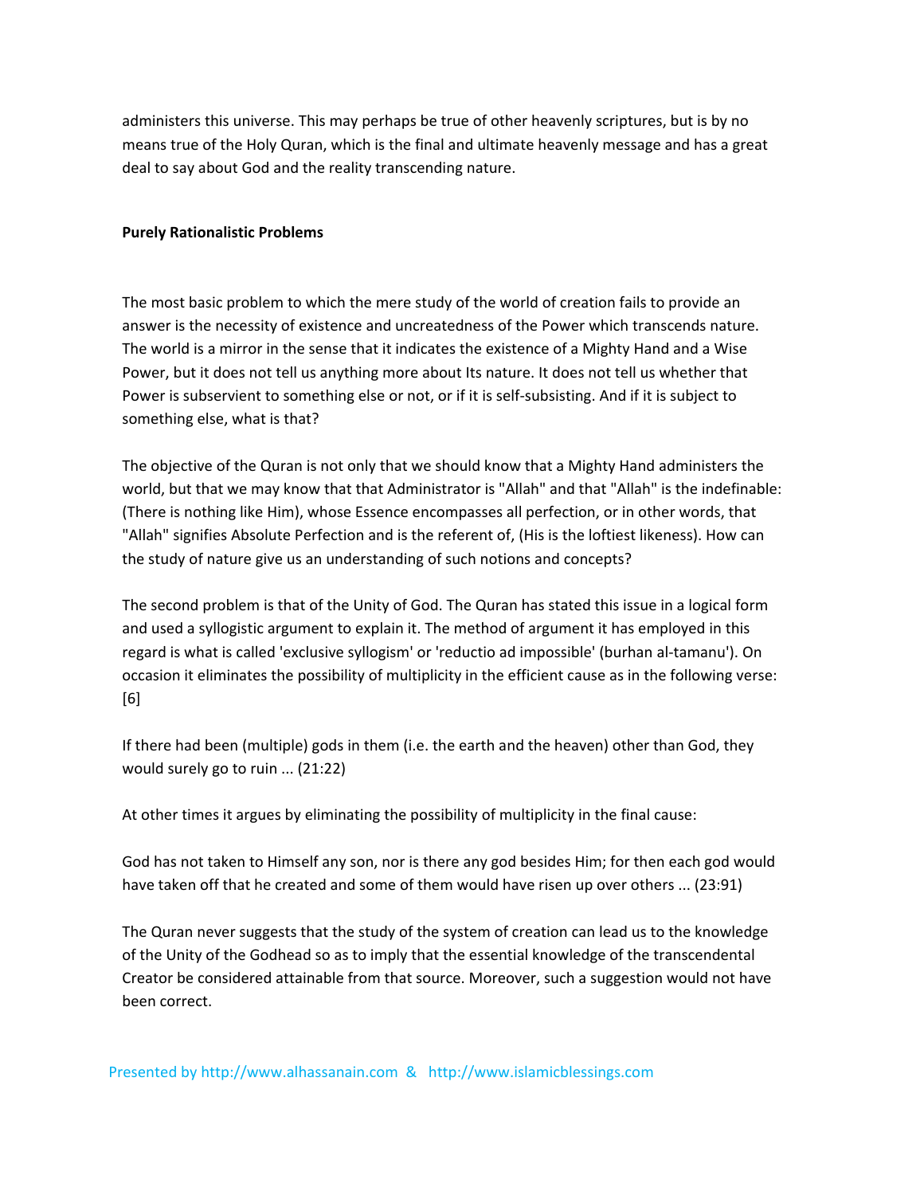administers this universe. This may perhaps be true of other heavenly scriptures, but is by no means true of the Holy Quran, which is the final and ultimate heavenly message and has a great deal to say about God and the reality transcending nature.

**Purely Rationalistic Problems**

The most basic problem to which the mere study of the world of creation fails to provide an answer is the necessity of existence and uncreatedness of the Power which transcends nature. The world is a mirror in the sense that it indicates the existence of a Mighty Hand and a Wise Power, but it does not tell us anything more about Its nature. It does not tell us whether that Power is subservient to something else or not, or if it is self-subsisting. And if it is subject to something else, what is that?

The objective of the Quran is not only that we should know that a Mighty Hand administers the world, but that we may know that that Administrator is "Allah" and that "Allah" is the indefinable: (There is nothing like Him), whose Essence encompasses all perfection, or in other words, that "Allah" signifies Absolute Perfection and is the referent of, (His is the loftiest likeness). How can the study of nature give us an understanding of such notions and concepts?

The second problem is that of the Unity of God. The Quran has stated this issue in a logical form and used a syllogistic argument to explain it. The method of argument it has employed in this regard is what is called 'exclusive syllogism' or 'reductio ad impossible' (burhan al-tamanu'). On occasion it eliminates the possibility of multiplicity in the efficient cause as in the following verse: [6]

If there had been (multiple) gods in them (i.e. the earth and the heaven) other than God, they would surely go to ruin ... (21:22)

At other times it argues by eliminating the possibility of multiplicity in the final cause:

God has not taken to Himself any son, nor is there any god besides Him; for then each god would have taken off that he created and some of them would have risen up over others ... (23:91)

The Quran never suggests that the study of the system of creation can lead us to the knowledge of the Unity of the Godhead so as to imply that the essential knowledge of the transcendental Creator be considered attainable from that source. Moreover, such a suggestion would not have been correct.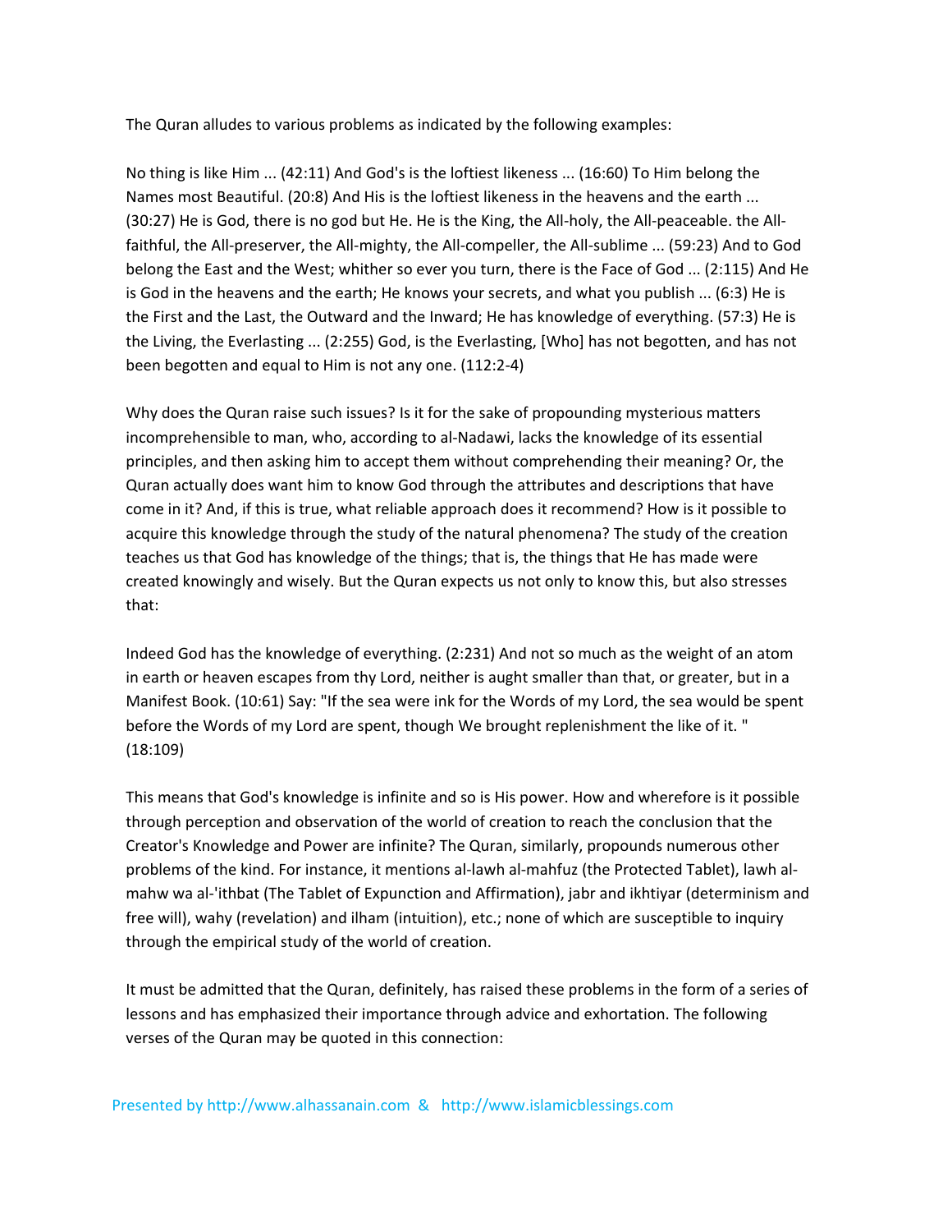The Quran alludes to various problems as indicated by the following examples:

No thing is like Him ... (42:11) And God's is the loftiest likeness ... (16:60) To Him belong the Names most Beautiful. (20:8) And His is the loftiest likeness in the heavens and the earth ... (30:27) He is God, there is no god but He. He is the King, the All-holy, the All-peaceable. the All-faithful, the All-preserver, the All-mighty, the All-compeller, the All-sublime ... (59:23) And to God belong the East and the West; whither so ever you turn, there is the Face of God ... (2:115) And He is God in the heavens and the earth; He knows your secrets, and what you publish ... (6:3) He is the First and the Last, the Outward and the Inward; He has knowledge of everything. (57:3) He is the Living, the Everlasting ... (2:255) God, is the Everlasting, [Who] has not begotten, and has not been begotten and equal to Him is not any one. (112:2-4)

Why does the Quran raise such issues? Is it for the sake of propounding mysterious matters incomprehensible to man, who, according to al-Nadawi, lacks the knowledge of its essential principles, and then asking him to accept them without comprehending their meaning? Or, the Quran actually does want him to know God through the attributes and descriptions that have come in it? And, if this is true, what reliable approach does it recommend? How is it possible to acquire this knowledge through the study of the natural phenomena? The study of the creation teaches us that God has knowledge of the things; that is, the things that He has made were created knowingly and wisely. But the Quran expects us not only to know this, but also stresses that:

Indeed God has the knowledge of everything. (2:231) And not so much as the weight of an atom in earth or heaven escapes from thy Lord, neither is aught smaller than that, or greater, but in a Manifest Book. (10:61) Say: "If the sea were ink for the Words of my Lord, the sea would be spent before the Words of my Lord are spent, though We brought replenishment the like of it. " (18:109)

This means that God's knowledge is infinite and so is His power. How and wherefore is it possible through perception and observation of the world of creation to reach the conclusion that the Creator's Knowledge and Power are infinite? The Quran, similarly, propounds numerous other problems of the kind. For instance, it mentions al-lawh al-mahfuz (the Protected Tablet), lawh al-mahw wa al-'ithbat (The Tablet of Expunction and Affirmation), jabr and ikhtiyar (determinism and free will), wahy (revelation) and ilham (intuition), etc.; none of which are susceptible to inquiry through the empirical study of the world of creation.

It must be admitted that the Quran, definitely, has raised these problems in the form of a series of lessons and has emphasized their importance through advice and exhortation. The following verses of the Quran may be quoted in this connection: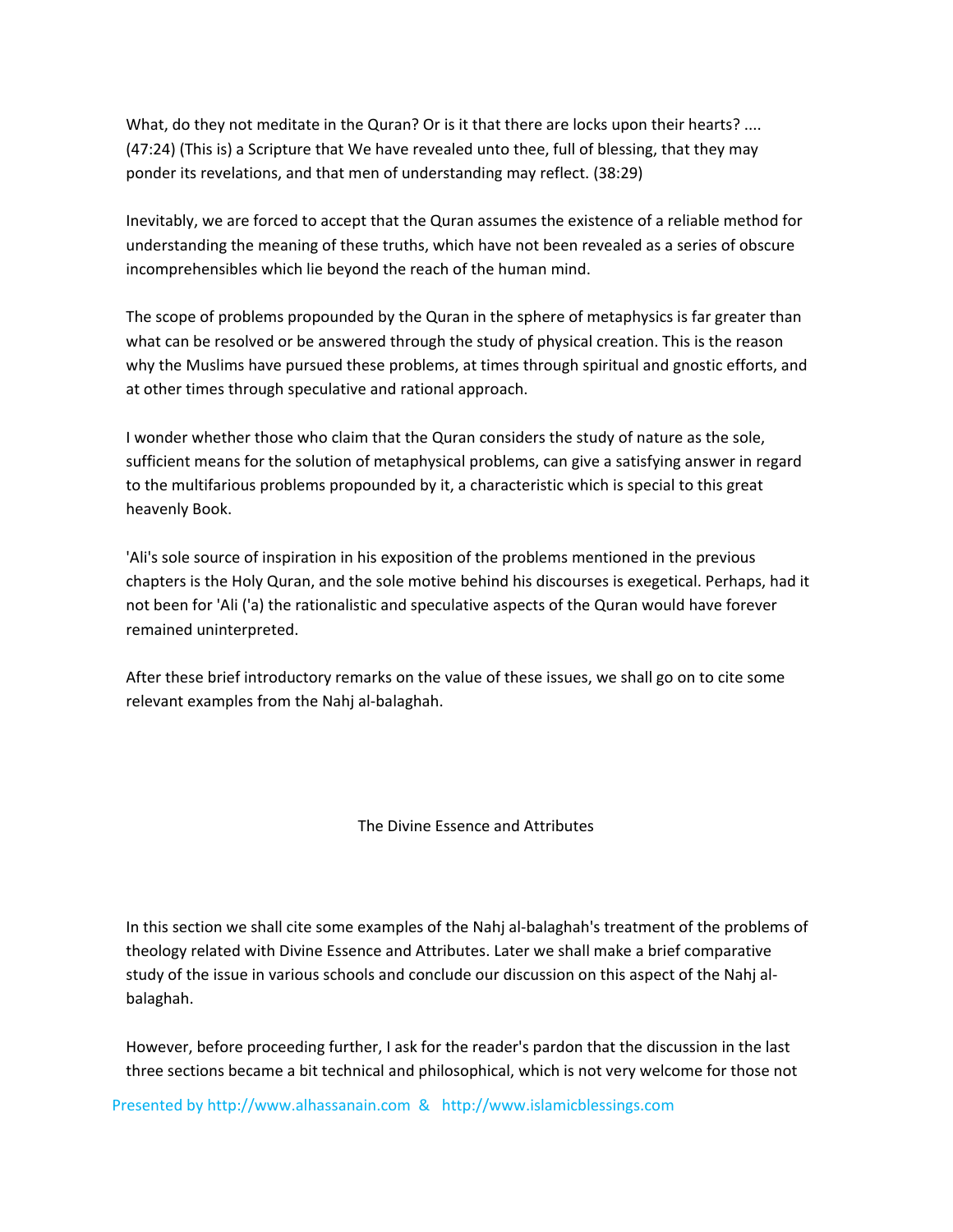What, do they not meditate in the Quran? Or is it that there are locks upon their hearts? .... (47:24) (This is) a Scripture that We have revealed unto thee, full of blessing, that they may ponder its revelations, and that men of understanding may reflect. (38:29)

Inevitably, we are forced to accept that the Quran assumes the existence of a reliable method for understanding the meaning of these truths, which have not been revealed as a series of obscure incomprehensibles which lie beyond the reach of the human mind.

The scope of problems propounded by the Quran in the sphere of metaphysics is far greater than what can be resolved or be answered through the study of physical creation. This is the reason why the Muslims have pursued these problems, at times through spiritual and gnostic efforts, and at other times through speculative and rational approach.

I wonder whether those who claim that the Quran considers the study of nature as the sole, sufficient means for the solution of metaphysical problems, can give a satisfying answer in regard to the multifarious problems propounded by it, a characteristic which is special to this great heavenly Book.

'Ali's sole source of inspiration in his exposition of the problems mentioned in the previous chapters is the Holy Quran, and the sole motive behind his discourses is exegetical. Perhaps, had it not been for 'Ali ('a) the rationalistic and speculative aspects of the Quran would have forever remained uninterpreted.

After these brief introductory remarks on the value of these issues, we shall go on to cite some relevant examples from the Nahj al-balaghah.

## The Divine Essence and Attributes

In this section we shall cite some examples of the Nahj al-balaghah's treatment of the problems of theology related with Divine Essence and Attributes. Later we shall make a brief comparative study of the issue in various schools and conclude our discussion on this aspect of the Nahj al-balaghah.

However, before proceeding further, I ask for the reader's pardon that the discussion in the last three sections became a bit technical and philosophical, which is not very welcome for those not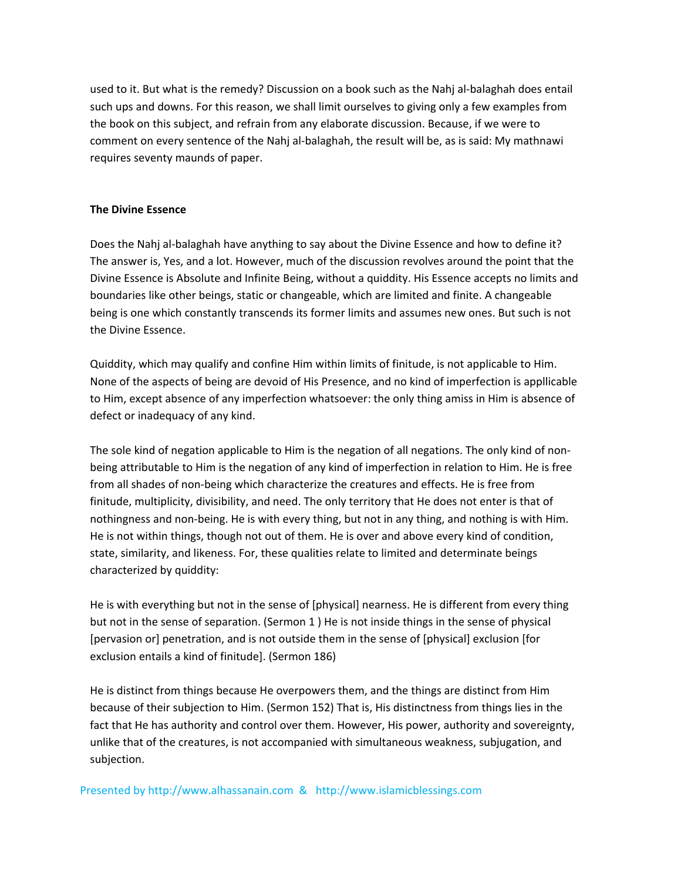used to it. But what is the remedy? Discussion on a book such as the Nahj al-balaghah does entail such ups and downs. For this reason, we shall limit ourselves to giving only a few examples from the book on this subject, and refrain from any elaborate discussion. Because, if we were to comment on every sentence of the Nahj al-balaghah, the result will be, as is said: My mathnawi requires seventy maunds of paper.

**The Divine Essence**

Does the Nahj al-balaghah have anything to say about the Divine Essence and how to define it? The answer is, Yes, and a lot. However, much of the discussion revolves around the point that the Divine Essence is Absolute and Infinite Being, without a quiddity. His Essence accepts no limits and boundaries like other beings, static or changeable, which are limited and finite. A changeable being is one which constantly transcends its former limits and assumes new ones. But such is not the Divine Essence.

Quiddity, which may qualify and confine Him within limits of finitude, is not applicable to Him. None of the aspects of being are devoid of His Presence, and no kind of imperfection is appllicable to Him, except absence of any imperfection whatsoever: the only thing amiss in Him is absence of defect or inadequacy of any kind.

The sole kind of negation applicable to Him is the negation of all negations. The only kind of non-being attributable to Him is the negation of any kind of imperfection in relation to Him. He is free from all shades of non-being which characterize the creatures and effects. He is free from finitude, multiplicity, divisibility, and need. The only territory that He does not enter is that of nothingness and non-being. He is with every thing, but not in any thing, and nothing is with Him. He is not within things, though not out of them. He is over and above every kind of condition, state, similarity, and likeness. For, these qualities relate to limited and determinate beings characterized by quiddity:

He is with everything but not in the sense of [physical] nearness. He is different from every thing but not in the sense of separation. (Sermon 1 ) He is not inside things in the sense of physical [pervasion or] penetration, and is not outside them in the sense of [physical] exclusion [for exclusion entails a kind of finitude]. (Sermon 186)

He is distinct from things because He overpowers them, and the things are distinct from Him because of their subjection to Him. (Sermon 152) That is, His distinctness from things lies in the fact that He has authority and control over them. However, His power, authority and sovereignty, unlike that of the creatures, is not accompanied with simultaneous weakness, subjugation, and subjection.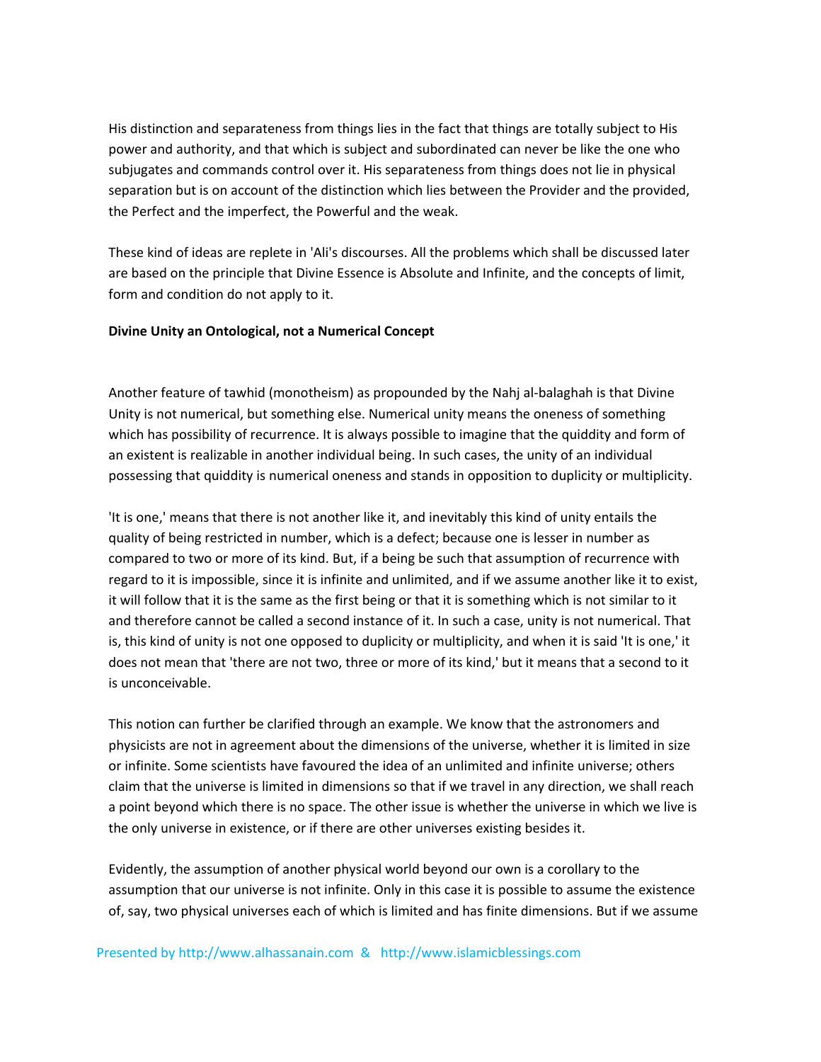His distinction and separateness from things lies in the fact that things are totally subject to His power and authority, and that which is subject and subordinated can never be like the one who subjugates and commands control over it. His separateness from things does not lie in physical separation but is on account of the distinction which lies between the Provider and the provided, the Perfect and the imperfect, the Powerful and the weak.

These kind of ideas are replete in 'Ali's discourses. All the problems which shall be discussed later are based on the principle that Divine Essence is Absolute and Infinite, and the concepts of limit, form and condition do not apply to it.

**Divine Unity an Ontological, not a Numerical Concept**

Another feature of tawhid (monotheism) as propounded by the Nahj al-balaghah is that Divine Unity is not numerical, but something else. Numerical unity means the oneness of something which has possibility of recurrence. It is always possible to imagine that the quiddity and form of an existent is realizable in another individual being. In such cases, the unity of an individual possessing that quiddity is numerical oneness and stands in opposition to duplicity or multiplicity.

'It is one,' means that there is not another like it, and inevitably this kind of unity entails the quality of being restricted in number, which is a defect; because one is lesser in number as compared to two or more of its kind. But, if a being be such that assumption of recurrence with regard to it is impossible, since it is infinite and unlimited, and if we assume another like it to exist, it will follow that it is the same as the first being or that it is something which is not similar to it and therefore cannot be called a second instance of it. In such a case, unity is not numerical. That is, this kind of unity is not one opposed to duplicity or multiplicity, and when it is said 'It is one,' it does not mean that 'there are not two, three or more of its kind,' but it means that a second to it is unconceivable.

This notion can further be clarified through an example. We know that the astronomers and physicists are not in agreement about the dimensions of the universe, whether it is limited in size or infinite. Some scientists have favoured the idea of an unlimited and infinite universe; others claim that the universe is limited in dimensions so that if we travel in any direction, we shall reach a point beyond which there is no space. The other issue is whether the universe in which we live is the only universe in existence, or if there are other universes existing besides it.

Evidently, the assumption of another physical world beyond our own is a corollary to the assumption that our universe is not infinite. Only in this case it is possible to assume the existence of, say, two physical universes each of which is limited and has finite dimensions. But if we assume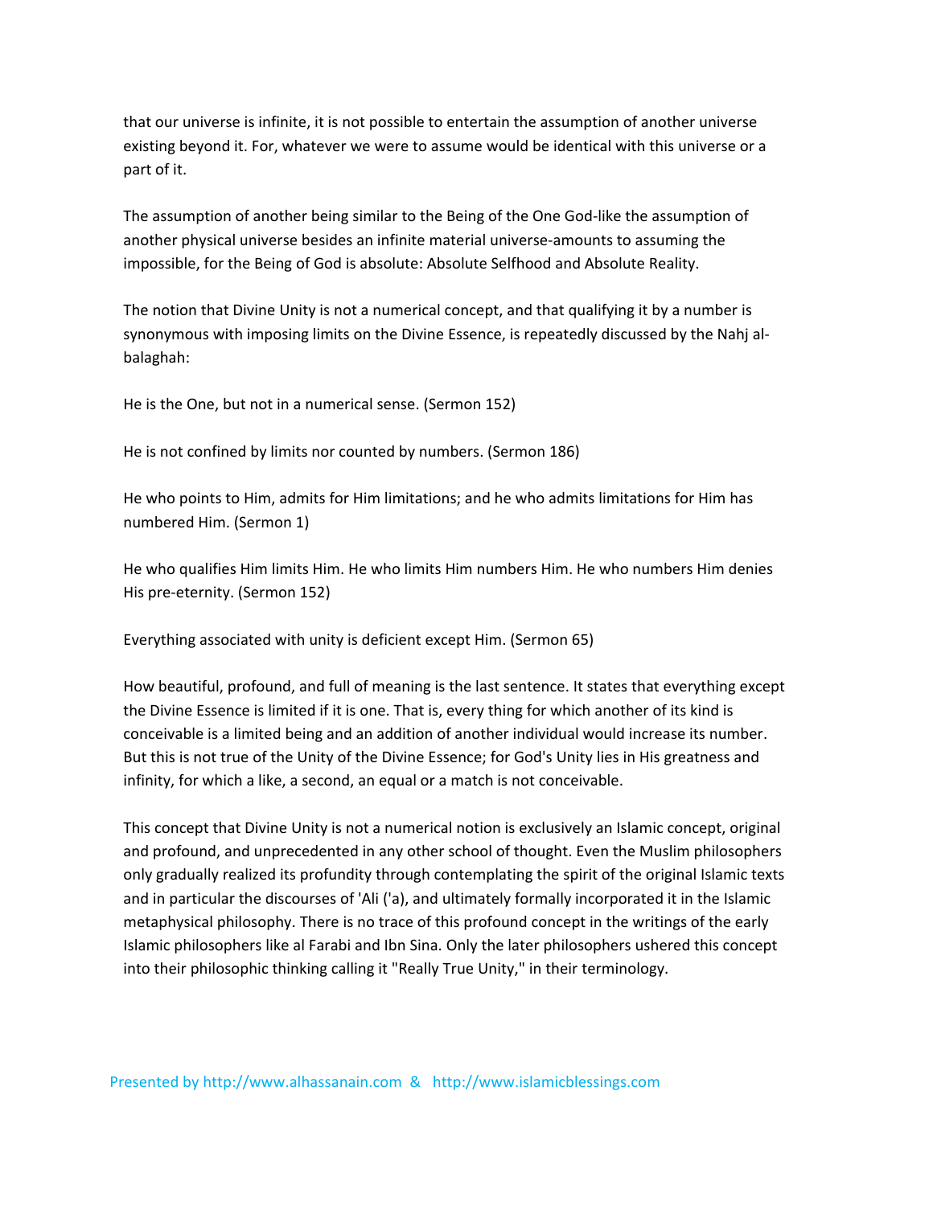that our universe is infinite, it is not possible to entertain the assumption of another universe existing beyond it. For, whatever we were to assume would be identical with this universe or a part of it.

The assumption of another being similar to the Being of the One God-like the assumption of another physical universe besides an infinite material universe-amounts to assuming the impossible, for the Being of God is absolute: Absolute Selfhood and Absolute Reality.

The notion that Divine Unity is not a numerical concept, and that qualifying it by a number is synonymous with imposing limits on the Divine Essence, is repeatedly discussed by the Nahj al-balaghah:

He is the One, but not in a numerical sense. (Sermon 152)

He is not confined by limits nor counted by numbers. (Sermon 186)

He who points to Him, admits for Him limitations; and he who admits limitations for Him has numbered Him. (Sermon 1)

He who qualifies Him limits Him. He who limits Him numbers Him. He who numbers Him denies His pre-eternity. (Sermon 152)

Everything associated with unity is deficient except Him. (Sermon 65)

How beautiful, profound, and full of meaning is the last sentence. It states that everything except the Divine Essence is limited if it is one. That is, every thing for which another of its kind is conceivable is a limited being and an addition of another individual would increase its number. But this is not true of the Unity of the Divine Essence; for God's Unity lies in His greatness and infinity, for which a like, a second, an equal or a match is not conceivable.

This concept that Divine Unity is not a numerical notion is exclusively an Islamic concept, original and profound, and unprecedented in any other school of thought. Even the Muslim philosophers only gradually realized its profundity through contemplating the spirit of the original Islamic texts and in particular the discourses of 'Ali ('a), and ultimately formally incorporated it in the Islamic metaphysical philosophy. There is no trace of this profound concept in the writings of the early Islamic philosophers like al Farabi and Ibn Sina. Only the later philosophers ushered this concept into their philosophic thinking calling it "Really True Unity," in their terminology.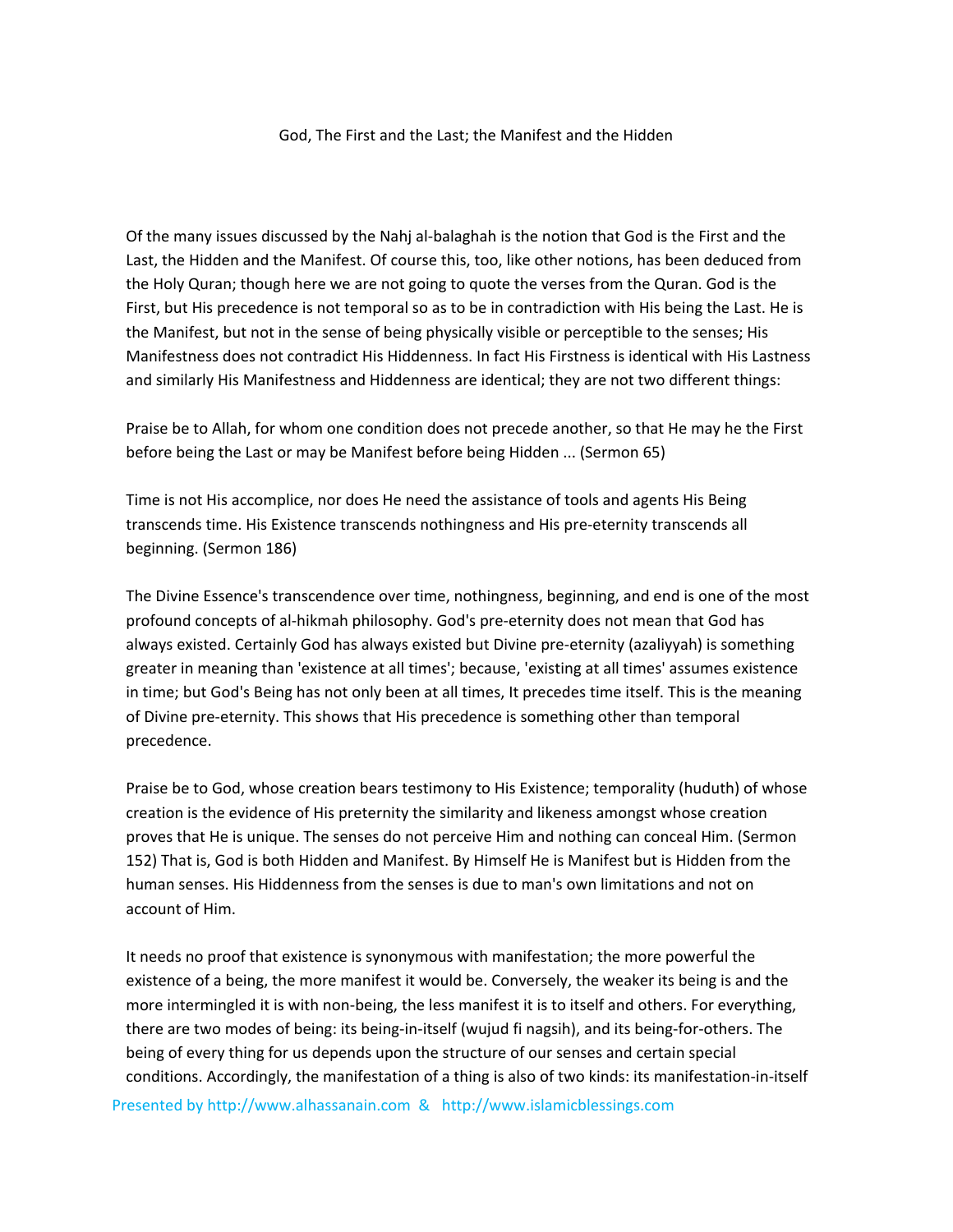## God, The First and the Last; the Manifest and the Hidden

Of the many issues discussed by the Nahj al-balaghah is the notion that God is the First and the Last, the Hidden and the Manifest. Of course this, too, like other notions, has been deduced from the Holy Quran; though here we are not going to quote the verses from the Quran. God is the First, but His precedence is not temporal so as to be in contradiction with His being the Last. He is the Manifest, but not in the sense of being physically visible or perceptible to the senses; His Manifestness does not contradict His Hiddenness. In fact His Firstness is identical with His Lastness and similarly His Manifestness and Hiddenness are identical; they are not two different things:

Praise be to Allah, for whom one condition does not precede another, so that He may he the First before being the Last or may be Manifest before being Hidden ... (Sermon 65)

Time is not His accomplice, nor does He need the assistance of tools and agents His Being transcends time. His Existence transcends nothingness and His pre-eternity transcends all beginning. (Sermon 186)

The Divine Essence's transcendence over time, nothingness, beginning, and end is one of the most profound concepts of al-hikmah philosophy. God's pre-eternity does not mean that God has always existed. Certainly God has always existed but Divine pre-eternity (azaliyyah) is something greater in meaning than 'existence at all times'; because, 'existing at all times' assumes existence in time; but God's Being has not only been at all times, It precedes time itself. This is the meaning of Divine pre-eternity. This shows that His precedence is something other than temporal precedence.

Praise be to God, whose creation bears testimony to His Existence; temporality (huduth) of whose creation is the evidence of His preternity the similarity and likeness amongst whose creation proves that He is unique. The senses do not perceive Him and nothing can conceal Him. (Sermon 152) That is, God is both Hidden and Manifest. By Himself He is Manifest but is Hidden from the human senses. His Hiddenness from the senses is due to man's own limitations and not on account of Him.

It needs no proof that existence is synonymous with manifestation; the more powerful the existence of a being, the more manifest it would be. Conversely, the weaker its being is and the more intermingled it is with non-being, the less manifest it is to itself and others. For everything, there are two modes of being: its being-in-itself (wujud fi nagsih), and its being-for-others. The being of every thing for us depends upon the structure of our senses and certain special conditions. Accordingly, the manifestation of a thing is also of two kinds: its manifestation-in-itself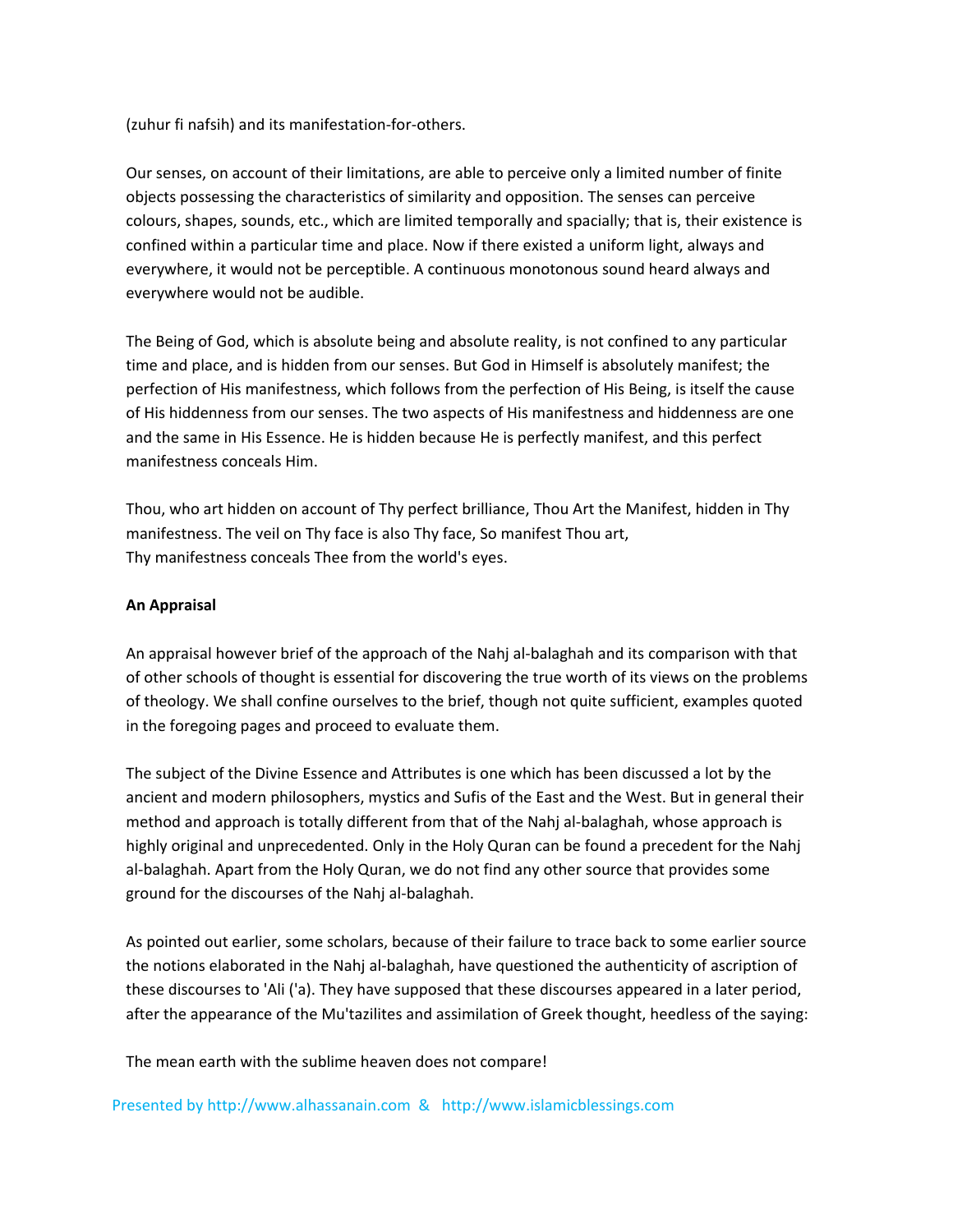(zuhur fi nafsih) and its manifestation-for-others.

Our senses, on account of their limitations, are able to perceive only a limited number of finite objects possessing the characteristics of similarity and opposition. The senses can perceive colours, shapes, sounds, etc., which are limited temporally and spacially; that is, their existence is confined within a particular time and place. Now if there existed a uniform light, always and everywhere, it would not be perceptible. A continuous monotonous sound heard always and everywhere would not be audible.

The Being of God, which is absolute being and absolute reality, is not confined to any particular time and place, and is hidden from our senses. But God in Himself is absolutely manifest; the perfection of His manifestness, which follows from the perfection of His Being, is itself the cause of His hiddenness from our senses. The two aspects of His manifestness and hiddenness are one and the same in His Essence. He is hidden because He is perfectly manifest, and this perfect manifestness conceals Him.

Thou, who art hidden on account of Thy perfect brilliance, Thou Art the Manifest, hidden in Thy manifestness. The veil on Thy face is also Thy face, So manifest Thou art,
Thy manifestness conceals Thee from the world's eyes.

**An Appraisal**

An appraisal however brief of the approach of the Nahj al-balaghah and its comparison with that of other schools of thought is essential for discovering the true worth of its views on the problems of theology. We shall confine ourselves to the brief, though not quite sufficient, examples quoted in the foregoing pages and proceed to evaluate them.

The subject of the Divine Essence and Attributes is one which has been discussed a lot by the ancient and modern philosophers, mystics and Sufis of the East and the West. But in general their method and approach is totally different from that of the Nahj al-balaghah, whose approach is highly original and unprecedented. Only in the Holy Quran can be found a precedent for the Nahj al-balaghah. Apart from the Holy Quran, we do not find any other source that provides some ground for the discourses of the Nahj al-balaghah.

As pointed out earlier, some scholars, because of their failure to trace back to some earlier source the notions elaborated in the Nahj al-balaghah, have questioned the authenticity of ascription of these discourses to 'Ali ('a). They have supposed that these discourses appeared in a later period, after the appearance of the Mu'tazilites and assimilation of Greek thought, heedless of the saying:

The mean earth with the sublime heaven does not compare!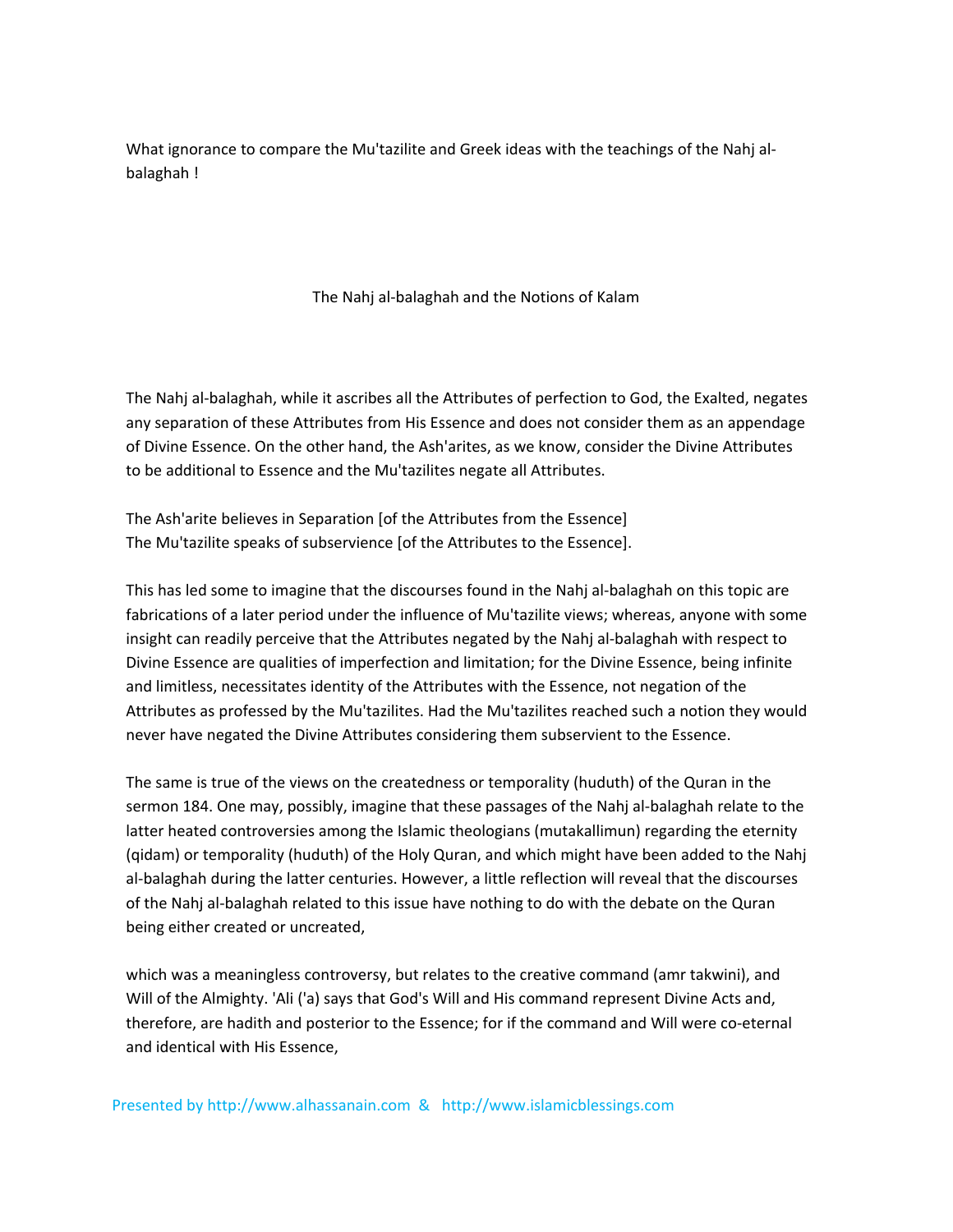What ignorance to compare the Mu'tazilite and Greek ideas with the teachings of the Nahj al-balaghah !

## The Nahj al-balaghah and the Notions of Kalam

The Nahj al-balaghah, while it ascribes all the Attributes of perfection to God, the Exalted, negates any separation of these Attributes from His Essence and does not consider them as an appendage of Divine Essence. On the other hand, the Ash'arites, as we know, consider the Divine Attributes to be additional to Essence and the Mu'tazilites negate all Attributes.

The Ash'arite believes in Separation [of the Attributes from the Essence]
The Mu'tazilite speaks of subservience [of the Attributes to the Essence].

This has led some to imagine that the discourses found in the Nahj al-balaghah on this topic are fabrications of a later period under the influence of Mu'tazilite views; whereas, anyone with some insight can readily perceive that the Attributes negated by the Nahj al-balaghah with respect to Divine Essence are qualities of imperfection and limitation; for the Divine Essence, being infinite and limitless, necessitates identity of the Attributes with the Essence, not negation of the Attributes as professed by the Mu'tazilites. Had the Mu'tazilites reached such a notion they would never have negated the Divine Attributes considering them subservient to the Essence.

The same is true of the views on the createdness or temporality (huduth) of the Quran in the sermon 184. One may, possibly, imagine that these passages of the Nahj al-balaghah relate to the latter heated controversies among the Islamic theologians (mutakallimun) regarding the eternity (qidam) or temporality (huduth) of the Holy Quran, and which might have been added to the Nahj al-balaghah during the latter centuries. However, a little reflection will reveal that the discourses of the Nahj al-balaghah related to this issue have nothing to do with the debate on the Quran being either created or uncreated,

which was a meaningless controversy, but relates to the creative command (amr takwini), and Will of the Almighty. 'Ali ('a) says that God's Will and His command represent Divine Acts and, therefore, are hadith and posterior to the Essence; for if the command and Will were co-eternal and identical with His Essence,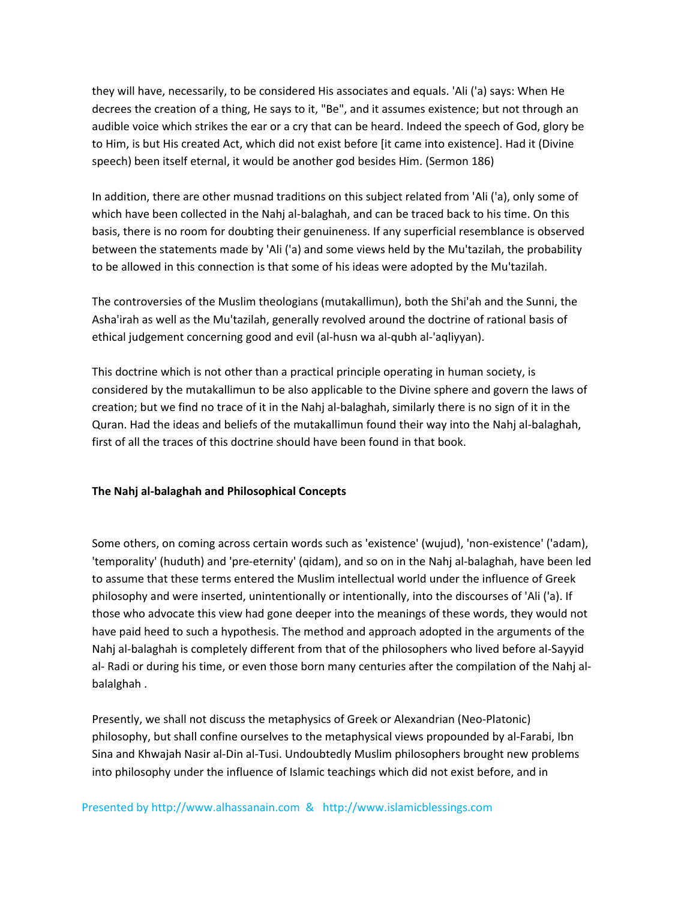they will have, necessarily, to be considered His associates and equals. 'Ali ('a) says: When He decrees the creation of a thing, He says to it, "Be", and it assumes existence; but not through an audible voice which strikes the ear or a cry that can be heard. Indeed the speech of God, glory be to Him, is but His created Act, which did not exist before [it came into existence]. Had it (Divine speech) been itself eternal, it would be another god besides Him. (Sermon 186)

In addition, there are other musnad traditions on this subject related from 'Ali ('a), only some of which have been collected in the Nahj al-balaghah, and can be traced back to his time. On this basis, there is no room for doubting their genuineness. If any superficial resemblance is observed between the statements made by 'Ali ('a) and some views held by the Mu'tazilah, the probability to be allowed in this connection is that some of his ideas were adopted by the Mu'tazilah.

The controversies of the Muslim theologians (mutakallimun), both the Shi'ah and the Sunni, the Asha'irah as well as the Mu'tazilah, generally revolved around the doctrine of rational basis of ethical judgement concerning good and evil (al-husn wa al-qubh al-'aqliyyan).

This doctrine which is not other than a practical principle operating in human society, is considered by the mutakallimun to be also applicable to the Divine sphere and govern the laws of creation; but we find no trace of it in the Nahj al-balaghah, similarly there is no sign of it in the Quran. Had the ideas and beliefs of the mutakallimun found their way into the Nahj al-balaghah, first of all the traces of this doctrine should have been found in that book.

**The Nahj al-balaghah and Philosophical Concepts**

Some others, on coming across certain words such as 'existence' (wujud), 'non-existence' ('adam), 'temporality' (huduth) and 'pre-eternity' (qidam), and so on in the Nahj al-balaghah, have been led to assume that these terms entered the Muslim intellectual world under the influence of Greek philosophy and were inserted, unintentionally or intentionally, into the discourses of 'Ali ('a). If those who advocate this view had gone deeper into the meanings of these words, they would not have paid heed to such a hypothesis. The method and approach adopted in the arguments of the Nahj al-balaghah is completely different from that of the philosophers who lived before al-Sayyid al- Radi or during his time, or even those born many centuries after the compilation of the Nahj al-balalghah .

Presently, we shall not discuss the metaphysics of Greek or Alexandrian (Neo-Platonic) philosophy, but shall confine ourselves to the metaphysical views propounded by al-Farabi, Ibn Sina and Khwajah Nasir al-Din al-Tusi. Undoubtedly Muslim philosophers brought new problems into philosophy under the influence of Islamic teachings which did not exist before, and in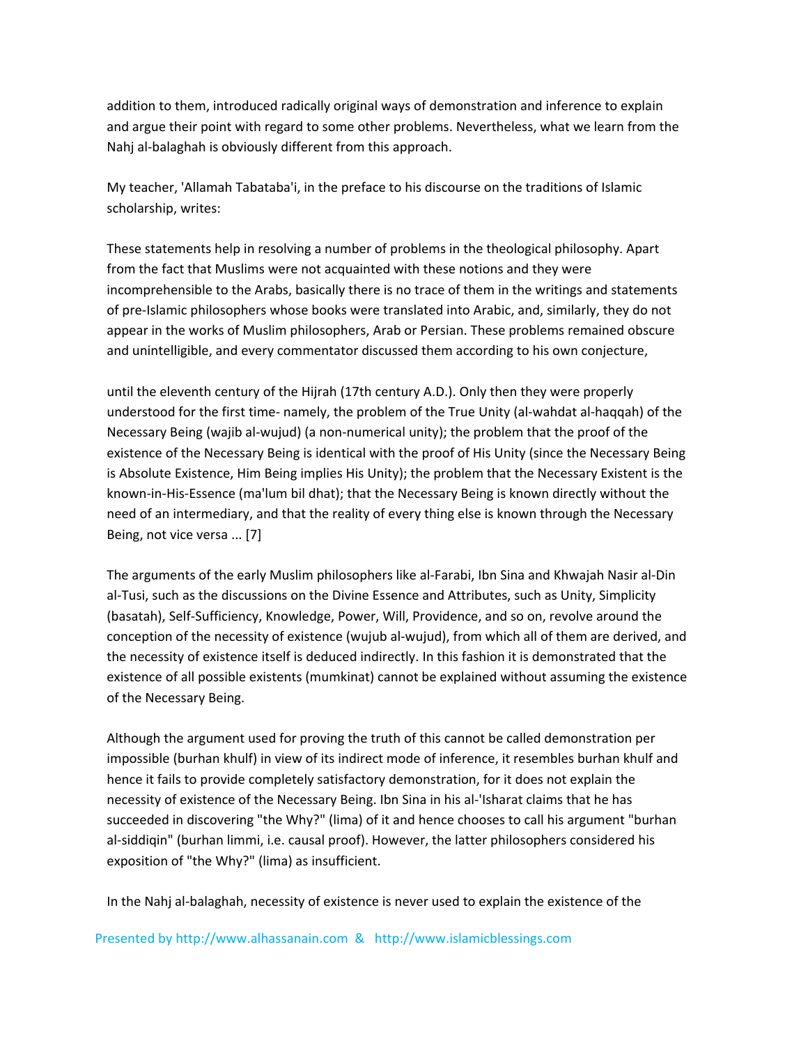addition to them, introduced radically original ways of demonstration and inference to explain and argue their point with regard to some other problems. Nevertheless, what we learn from the Nahj al-balaghah is obviously different from this approach.

My teacher, 'Allamah Tabataba'i, in the preface to his discourse on the traditions of Islamic scholarship, writes:

These statements help in resolving a number of problems in the theological philosophy. Apart from the fact that Muslims were not acquainted with these notions and they were incomprehensible to the Arabs, basically there is no trace of them in the writings and statements of pre-Islamic philosophers whose books were translated into Arabic, and, similarly, they do not appear in the works of Muslim philosophers, Arab or Persian. These problems remained obscure and unintelligible, and every commentator discussed them according to his own conjecture,

until the eleventh century of the Hijrah (17th century A.D.). Only then they were properly understood for the first time- namely, the problem of the True Unity (al-wahdat al-haqqah) of the Necessary Being (wajib al-wujud) (a non-numerical unity); the problem that the proof of the existence of the Necessary Being is identical with the proof of His Unity (since the Necessary Being is Absolute Existence, Him Being implies His Unity); the problem that the Necessary Existent is the known-in-His-Essence (ma'lum bil dhat); that the Necessary Being is known directly without the need of an intermediary, and that the reality of every thing else is known through the Necessary Being, not vice versa ... [7]

The arguments of the early Muslim philosophers like al-Farabi, Ibn Sina and Khwajah Nasir al-Din al-Tusi, such as the discussions on the Divine Essence and Attributes, such as Unity, Simplicity (basatah), Self-Sufficiency, Knowledge, Power, Will, Providence, and so on, revolve around the conception of the necessity of existence (wujub al-wujud), from which all of them are derived, and the necessity of existence itself is deduced indirectly. In this fashion it is demonstrated that the existence of all possible existents (mumkinat) cannot be explained without assuming the existence of the Necessary Being.

Although the argument used for proving the truth of this cannot be called demonstration per impossible (burhan khulf) in view of its indirect mode of inference, it resembles burhan khulf and hence it fails to provide completely satisfactory demonstration, for it does not explain the necessity of existence of the Necessary Being. Ibn Sina in his al-'Isharat claims that he has succeeded in discovering "the Why?" (lima) of it and hence chooses to call his argument "burhan al-siddiqin" (burhan limmi, i.e. causal proof). However, the latter philosophers considered his exposition of "the Why?" (lima) as insufficient.

In the Nahj al-balaghah, necessity of existence is never used to explain the existence of the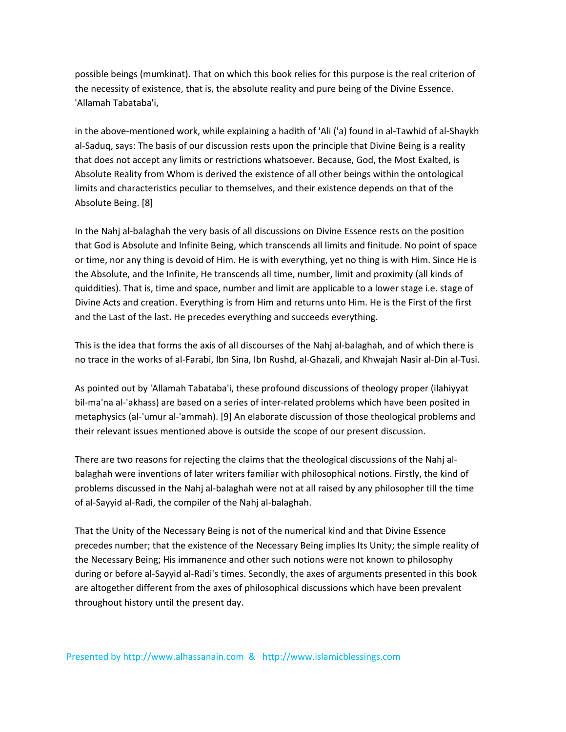possible beings (mumkinat). That on which this book relies for this purpose is the real criterion of the necessity of existence, that is, the absolute reality and pure being of the Divine Essence. 'Allamah Tabataba'i,

in the above-mentioned work, while explaining a hadith of 'Ali ('a) found in al-Tawhid of al-Shaykh al-Saduq, says: The basis of our discussion rests upon the principle that Divine Being is a reality that does not accept any limits or restrictions whatsoever. Because, God, the Most Exalted, is Absolute Reality from Whom is derived the existence of all other beings within the ontological limits and characteristics peculiar to themselves, and their existence depends on that of the Absolute Being. [8]

In the Nahj al-balaghah the very basis of all discussions on Divine Essence rests on the position that God is Absolute and Infinite Being, which transcends all limits and finitude. No point of space or time, nor any thing is devoid of Him. He is with everything, yet no thing is with Him. Since He is the Absolute, and the Infinite, He transcends all time, number, limit and proximity (all kinds of quiddities). That is, time and space, number and limit are applicable to a lower stage i.e. stage of Divine Acts and creation. Everything is from Him and returns unto Him. He is the First of the first and the Last of the last. He precedes everything and succeeds everything.

This is the idea that forms the axis of all discourses of the Nahj al-balaghah, and of which there is no trace in the works of al-Farabi, Ibn Sina, Ibn Rushd, al-Ghazali, and Khwajah Nasir al-Din al-Tusi.

As pointed out by 'Allamah Tabataba'i, these profound discussions of theology proper (ilahiyyat bil-ma'na al-'akhass) are based on a series of inter-related problems which have been posited in metaphysics (al-'umur al-'ammah). [9] An elaborate discussion of those theological problems and their relevant issues mentioned above is outside the scope of our present discussion.

There are two reasons for rejecting the claims that the theological discussions of the Nahj al-balaghah were inventions of later writers familiar with philosophical notions. Firstly, the kind of problems discussed in the Nahj al-balaghah were not at all raised by any philosopher till the time of al-Sayyid al-Radi, the compiler of the Nahj al-balaghah.

That the Unity of the Necessary Being is not of the numerical kind and that Divine Essence precedes number; that the existence of the Necessary Being implies Its Unity; the simple reality of the Necessary Being; His immanence and other such notions were not known to philosophy during or before al-Sayyid al-Radi's times. Secondly, the axes of arguments presented in this book are altogether different from the axes of philosophical discussions which have been prevalent throughout history until the present day.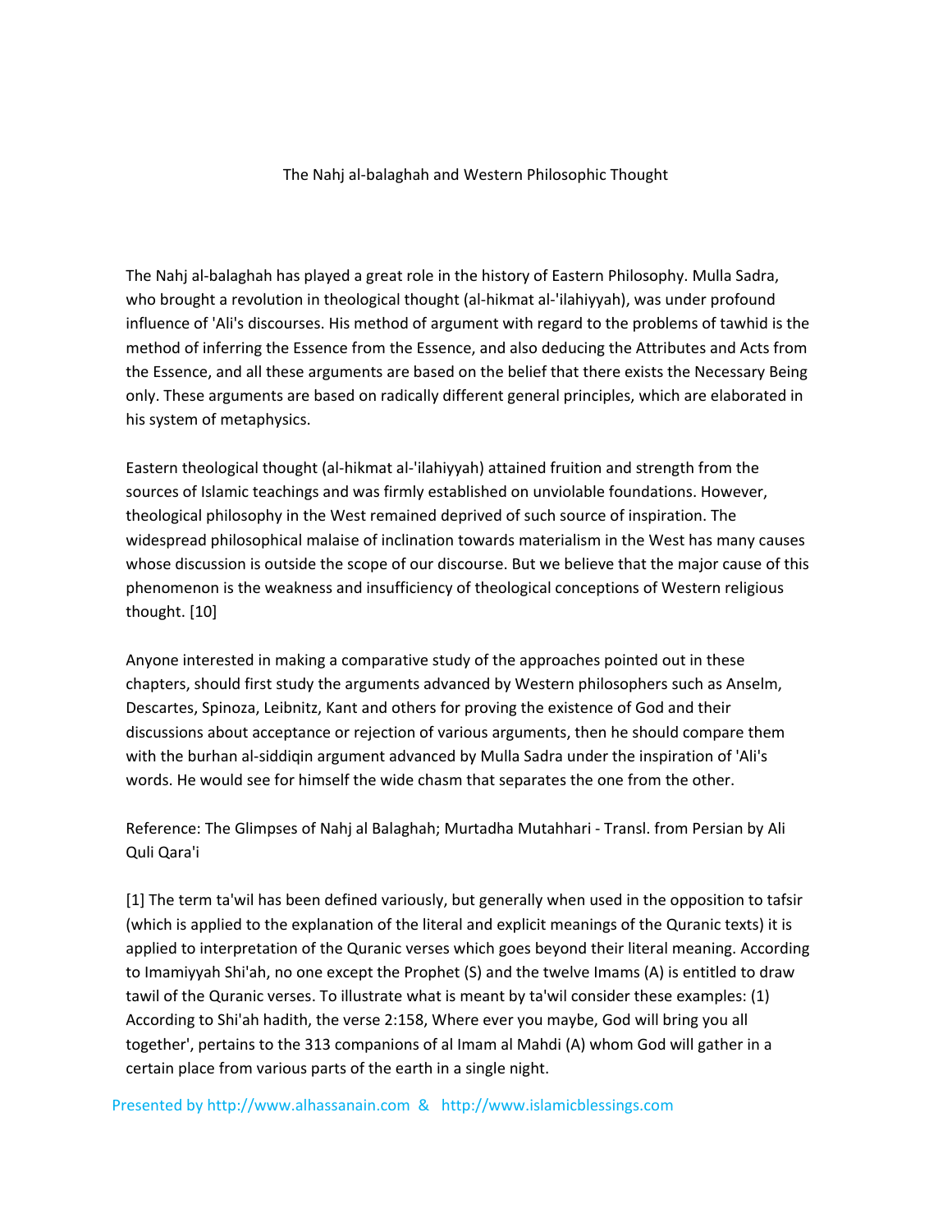## The Nahj al-balaghah and Western Philosophic Thought

The Nahj al-balaghah has played a great role in the history of Eastern Philosophy. Mulla Sadra, who brought a revolution in theological thought (al-hikmat al-'ilahiyyah), was under profound influence of 'Ali's discourses. His method of argument with regard to the problems of tawhid is the method of inferring the Essence from the Essence, and also deducing the Attributes and Acts from the Essence, and all these arguments are based on the belief that there exists the Necessary Being only. These arguments are based on radically different general principles, which are elaborated in his system of metaphysics.

Eastern theological thought (al-hikmat al-'ilahiyyah) attained fruition and strength from the sources of Islamic teachings and was firmly established on unviolable foundations. However, theological philosophy in the West remained deprived of such source of inspiration. The widespread philosophical malaise of inclination towards materialism in the West has many causes whose discussion is outside the scope of our discourse. But we believe that the major cause of this phenomenon is the weakness and insufficiency of theological conceptions of Western religious thought. [10]

Anyone interested in making a comparative study of the approaches pointed out in these chapters, should first study the arguments advanced by Western philosophers such as Anselm, Descartes, Spinoza, Leibnitz, Kant and others for proving the existence of God and their discussions about acceptance or rejection of various arguments, then he should compare them with the burhan al-siddiqin argument advanced by Mulla Sadra under the inspiration of 'Ali's words. He would see for himself the wide chasm that separates the one from the other.

Reference: The Glimpses of Nahj al Balaghah; Murtadha Mutahhari - Transl. from Persian by Ali Quli Qara'i

[1] The term ta'wil has been defined variously, but generally when used in the opposition to tafsir (which is applied to the explanation of the literal and explicit meanings of the Quranic texts) it is applied to interpretation of the Quranic verses which goes beyond their literal meaning. According to Imamiyyah Shi'ah, no one except the Prophet (S) and the twelve Imams (A) is entitled to draw tawil of the Quranic verses. To illustrate what is meant by ta'wil consider these examples: (1) According to Shi'ah hadith, the verse 2:158, Where ever you maybe, God will bring you all together', pertains to the 313 companions of al Imam al Mahdi (A) whom God will gather in a certain place from various parts of the earth in a single night.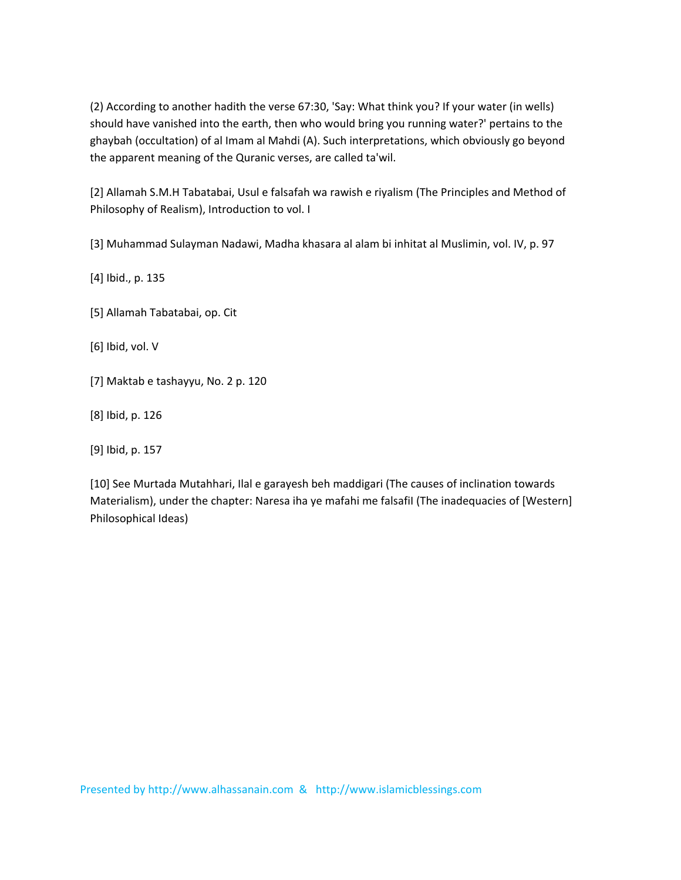(2) According to another hadith the verse 67:30, 'Say: What think you? If your water (in wells) should have vanished into the earth, then who would bring you running water?' pertains to the ghaybah (occultation) of al Imam al Mahdi (A). Such interpretations, which obviously go beyond the apparent meaning of the Quranic verses, are called ta'wil.

[2] Allamah S.M.H Tabatabai, Usul e falsafah wa rawish e riyalism (The Principles and Method of Philosophy of Realism), Introduction to vol. I

[3] Muhammad Sulayman Nadawi, Madha khasara al alam bi inhitat al Muslimin, vol. IV, p. 97

[4] Ibid., p. 135

[5] Allamah Tabatabai, op. Cit

[6] Ibid, vol. V

[7] Maktab e tashayyu, No. 2 p. 120

[8] Ibid, p. 126

[9] Ibid, p. 157

[10] See Murtada Mutahhari, Ilal e garayesh beh maddigari (The causes of inclination towards Materialism), under the chapter: Naresa iha ye mafahi me falsafiI (The inadequacies of [Western] Philosophical Ideas)